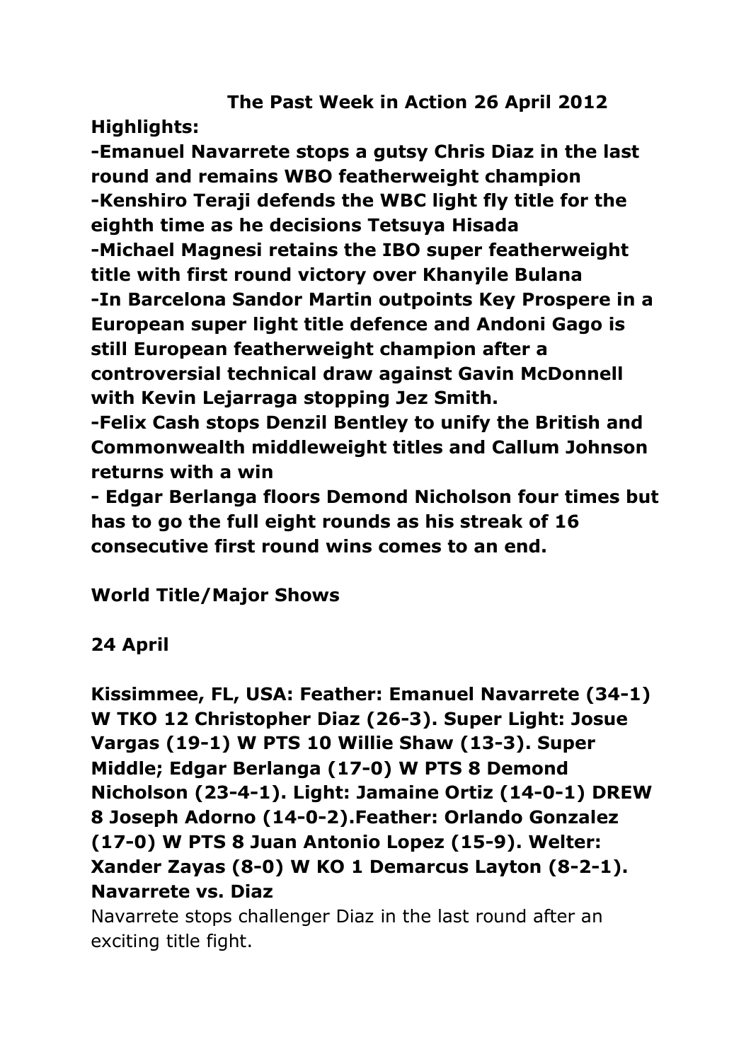# The Past Week in Action 26 April 2012

**Highlights:**

**-Emanuel Navarrete stops a gutsy Chris Diaz in the last round and remains WBO featherweight champion**

**-Kenshiro Teraji defends the WBC light fly title for the eighth time as he decisions Tetsuya Hisada**

**-Michael Magnesi retains the IBO super featherweight title with first round victory over Khanyile Bulana**

**-In Barcelona Sandor Martin outpoints Key Prospere in a European super light title defence and Andoni Gago is still European featherweight champion after a controversial technical draw against Gavin McDonnell with Kevin Lejarraga stopping Jez Smith.**

**-Felix Cash stops Denzil Bentley to unify the British and Commonwealth middleweight titles and Callum Johnson returns with a win**

**- Edgar Berlanga floors Demond Nicholson four times but has to go the full eight rounds as his streak of 16 consecutive first round wins comes to an end.**

## World Title/Major Shows

### 24 April

**Kissimmee, FL, USA: Feather: Emanuel Navarrete (34-1) W TKO 12 Christopher Diaz (26-3). Super Light: Josue Vargas (19-1) W PTS 10 Willie Shaw (13-3). Super Middle; Edgar Berlanga (17-0) W PTS 8 Demond Nicholson (23-4-1). Light: Jamaine Ortiz (14-0-1) DREW 8 Joseph Adorno (14-0-2).Feather: Orlando Gonzalez (17-0) W PTS 8 Juan Antonio Lopez (15-9). Welter: Xander Zayas (8-0) W KO 1 Demarcus Layton (8-2-1).**

**Navarrete vs. Diaz**

Navarrete stops challenger Diaz in the last round after an exciting title fight.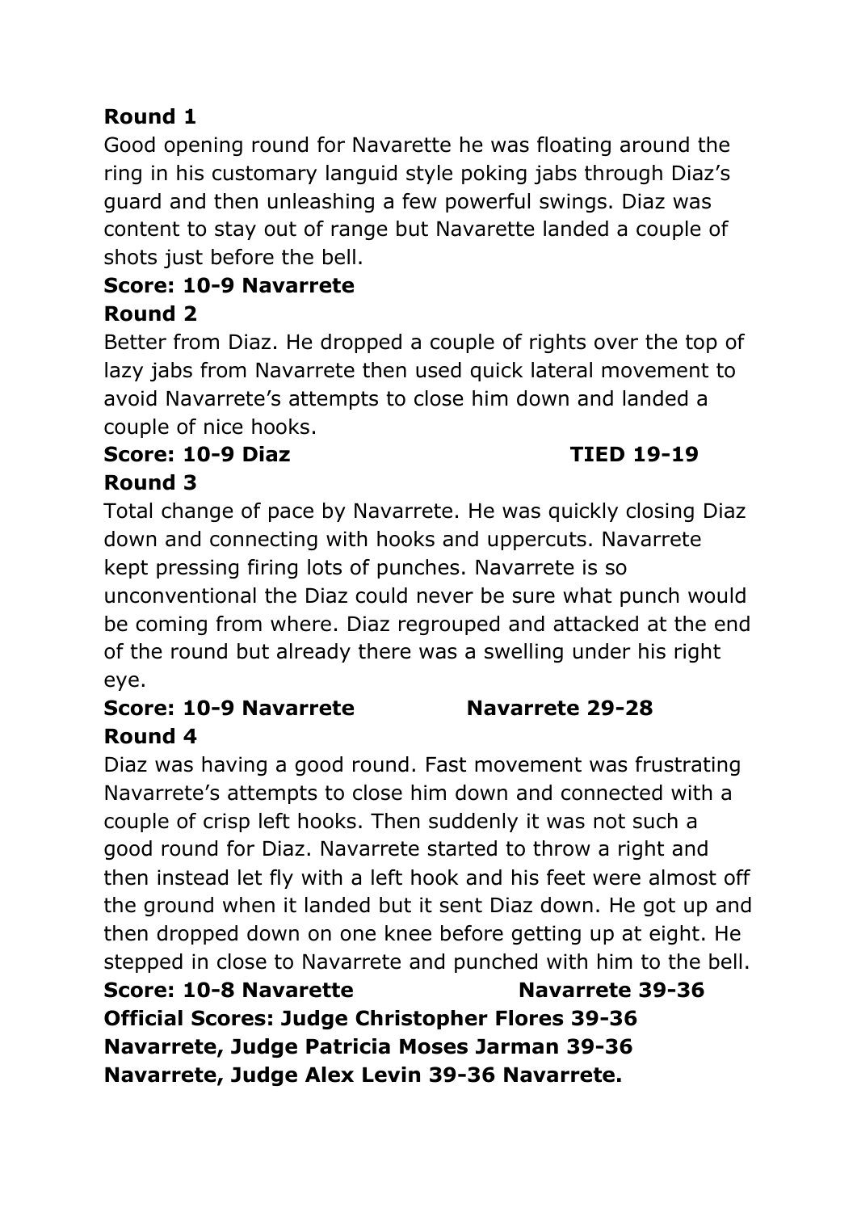**Round 1**

Good opening round for Navarette he was floating around the ring in his customary languid style poking jabs through Diaz's guard and then unleashing a few powerful swings. Diaz was content to stay out of range but Navarette landed a couple of shots just before the bell.

**Score: 10-9 Navarrete**

**Round 2**

Better from Diaz. He dropped a couple of rights over the top of lazy jabs from Navarrete then used quick lateral movement to avoid Navarrete's attempts to close him down and landed a couple of nice hooks.

**Score: 10-9 Diaz TIED 19-19**

**Round 3**

Total change of pace by Navarrete. He was quickly closing Diaz down and connecting with hooks and uppercuts. Navarrete kept pressing firing lots of punches. Navarrete is so unconventional the Diaz could never be sure what punch would be coming from where. Diaz regrouped and attacked at the end of the round but already there was a swelling under his right eye.

**Score: 10-9 Navarrete Navarrete 29-28**

**Round 4**

Diaz was having a good round. Fast movement was frustrating Navarrete's attempts to close him down and connected with a couple of crisp left hooks. Then suddenly it was not such a good round for Diaz. Navarrete started to throw a right and then instead let fly with a left hook and his feet were almost off the ground when it landed but it sent Diaz down. He got up and then dropped down on one knee before getting up at eight. He stepped in close to Navarrete and punched with him to the bell.

**Score: 10-8 Navarette Navarrete 39-36**

**Official Scores: Judge Christopher Flores 39-36 Navarrete, Judge Patricia Moses Jarman 39-36 Navarrete, Judge Alex Levin 39-36 Navarrete.**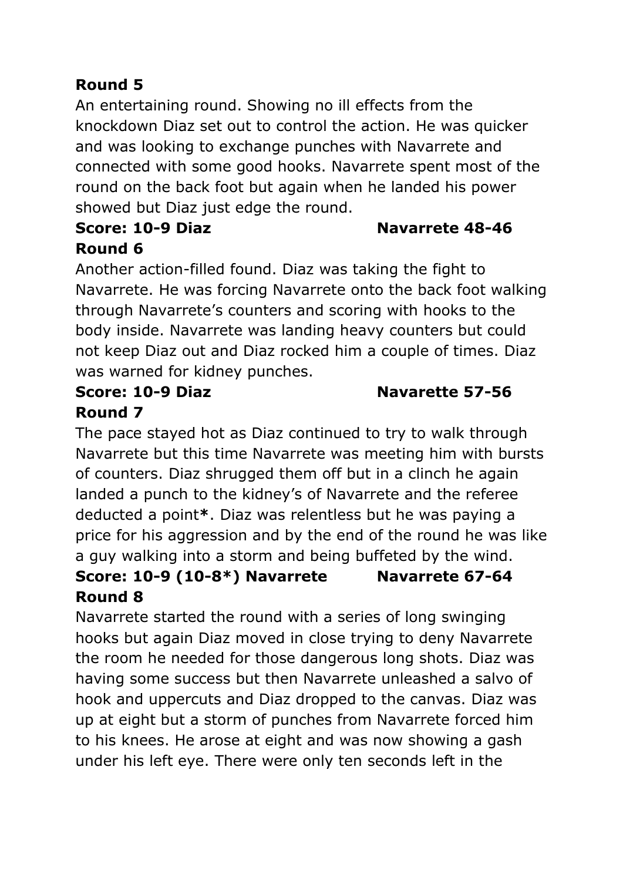**Round 5**

An entertaining round. Showing no ill effects from the knockdown Diaz set out to control the action. He was quicker and was looking to exchange punches with Navarrete and connected with some good hooks. Navarrete spent most of the round on the back foot but again when he landed his power showed but Diaz just edge the round.

**Score: 10-9 Diaz Navarrete 48-46**

**Round 6**

Another action-filled found. Diaz was taking the fight to Navarrete. He was forcing Navarrete onto the back foot walking through Navarrete's counters and scoring with hooks to the body inside. Navarrete was landing heavy counters but could not keep Diaz out and Diaz rocked him a couple of times. Diaz was warned for kidney punches.

**Score: 10-9 Diaz Navarette 57-56**

**Round 7**

The pace stayed hot as Diaz continued to try to walk through Navarrete but this time Navarrete was meeting him with bursts of counters. Diaz shrugged them off but in a clinch he again landed a punch to the kidney's of Navarrete and the referee deducted a point**\***. Diaz was relentless but he was paying a price for his aggression and by the end of the round he was like a guy walking into a storm and being buffeted by the wind.

**Score: 10-9 (10-8*) Navarrete Navarrete 67-64**

**Round 8**

Navarrete started the round with a series of long swinging hooks but again Diaz moved in close trying to deny Navarrete the room he needed for those dangerous long shots. Diaz was having some success but then Navarrete unleashed a salvo of hook and uppercuts and Diaz dropped to the canvas. Diaz was up at eight but a storm of punches from Navarrete forced him to his knees. He arose at eight and was now showing a gash under his left eye. There were only ten seconds left in the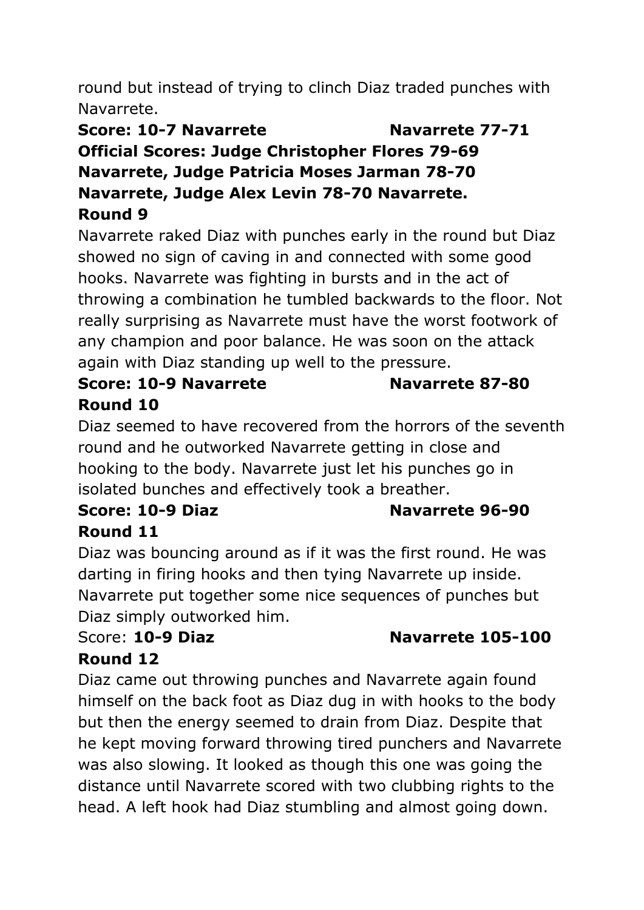round but instead of trying to clinch Diaz traded punches with Navarrete.

**Score: 10-7 Navarrete Navarrete 77-71**
**Official Scores: Judge Christopher Flores 79-69 Navarrete, Judge Patricia Moses Jarman 78-70 Navarrete, Judge Alex Levin 78-70 Navarrete.**

**Round 9**

Navarrete raked Diaz with punches early in the round but Diaz showed no sign of caving in and connected with some good hooks. Navarrete was fighting in bursts and in the act of throwing a combination he tumbled backwards to the floor. Not really surprising as Navarrete must have the worst footwork of any champion and poor balance. He was soon on the attack again with Diaz standing up well to the pressure.

**Score: 10-9 Navarrete Navarrete 87-80**

**Round 10**

Diaz seemed to have recovered from the horrors of the seventh round and he outworked Navarrete getting in close and hooking to the body. Navarrete just let his punches go in isolated bunches and effectively took a breather.

**Score: 10-9 Diaz Navarrete 96-90**

**Round 11**

Diaz was bouncing around as if it was the first round. He was darting in firing hooks and then tying Navarrete up inside. Navarrete put together some nice sequences of punches but Diaz simply outworked him.

Score: **10-9 Diaz Navarrete 105-100**

**Round 12**

Diaz came out throwing punches and Navarrete again found himself on the back foot as Diaz dug in with hooks to the body but then the energy seemed to drain from Diaz. Despite that he kept moving forward throwing tired punchers and Navarrete was also slowing. It looked as though this one was going the distance until Navarrete scored with two clubbing rights to the head. A left hook had Diaz stumbling and almost going down.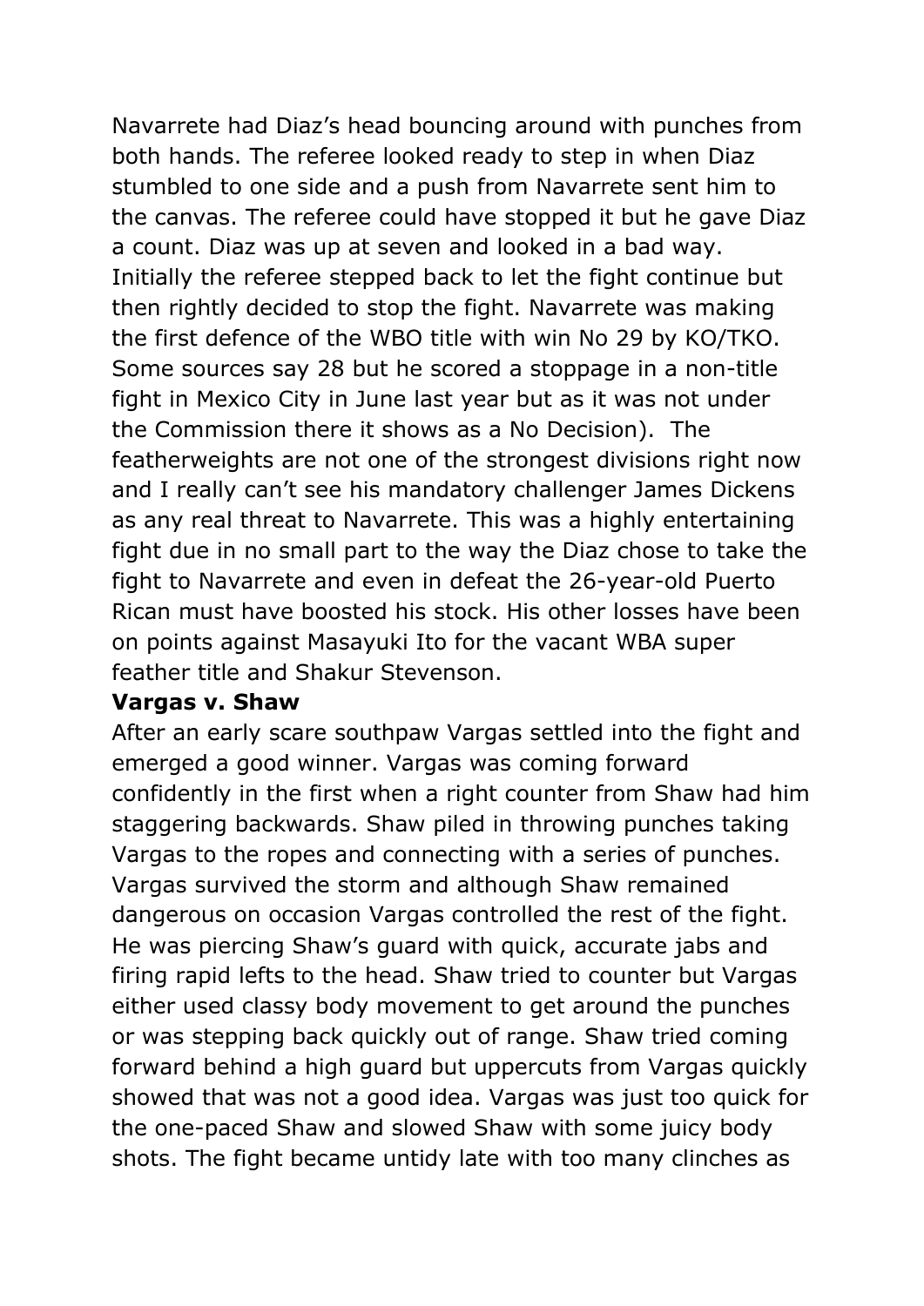Navarrete had Diaz's head bouncing around with punches from both hands. The referee looked ready to step in when Diaz stumbled to one side and a push from Navarrete sent him to the canvas. The referee could have stopped it but he gave Diaz a count. Diaz was up at seven and looked in a bad way. Initially the referee stepped back to let the fight continue but then rightly decided to stop the fight. Navarrete was making the first defence of the WBO title with win No 29 by KO/TKO. Some sources say 28 but he scored a stoppage in a non-title fight in Mexico City in June last year but as it was not under the Commission there it shows as a No Decision). The featherweights are not one of the strongest divisions right now and I really can't see his mandatory challenger James Dickens as any real threat to Navarrete. This was a highly entertaining fight due in no small part to the way the Diaz chose to take the fight to Navarrete and even in defeat the 26-year-old Puerto Rican must have boosted his stock. His other losses have been on points against Masayuki Ito for the vacant WBA super feather title and Shakur Stevenson.

**Vargas v. Shaw**

After an early scare southpaw Vargas settled into the fight and emerged a good winner. Vargas was coming forward confidently in the first when a right counter from Shaw had him staggering backwards. Shaw piled in throwing punches taking Vargas to the ropes and connecting with a series of punches. Vargas survived the storm and although Shaw remained dangerous on occasion Vargas controlled the rest of the fight. He was piercing Shaw's guard with quick, accurate jabs and firing rapid lefts to the head. Shaw tried to counter but Vargas either used classy body movement to get around the punches or was stepping back quickly out of range. Shaw tried coming forward behind a high guard but uppercuts from Vargas quickly showed that was not a good idea. Vargas was just too quick for the one-paced Shaw and slowed Shaw with some juicy body shots. The fight became untidy late with too many clinches as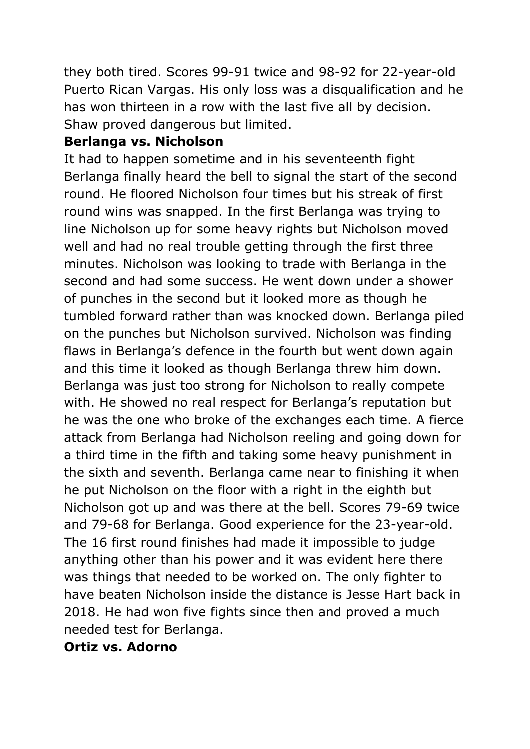they both tired. Scores 99-91 twice and 98-92 for 22-year-old Puerto Rican Vargas. His only loss was a disqualification and he has won thirteen in a row with the last five all by decision. Shaw proved dangerous but limited.

**Berlanga vs. Nicholson**

It had to happen sometime and in his seventeenth fight Berlanga finally heard the bell to signal the start of the second round. He floored Nicholson four times but his streak of first round wins was snapped. In the first Berlanga was trying to line Nicholson up for some heavy rights but Nicholson moved well and had no real trouble getting through the first three minutes. Nicholson was looking to trade with Berlanga in the second and had some success. He went down under a shower of punches in the second but it looked more as though he tumbled forward rather than was knocked down. Berlanga piled on the punches but Nicholson survived. Nicholson was finding flaws in Berlanga's defence in the fourth but went down again and this time it looked as though Berlanga threw him down. Berlanga was just too strong for Nicholson to really compete with. He showed no real respect for Berlanga's reputation but he was the one who broke of the exchanges each time. A fierce attack from Berlanga had Nicholson reeling and going down for a third time in the fifth and taking some heavy punishment in the sixth and seventh. Berlanga came near to finishing it when he put Nicholson on the floor with a right in the eighth but Nicholson got up and was there at the bell. Scores 79-69 twice and 79-68 for Berlanga. Good experience for the 23-year-old. The 16 first round finishes had made it impossible to judge anything other than his power and it was evident here there was things that needed to be worked on. The only fighter to have beaten Nicholson inside the distance is Jesse Hart back in 2018. He had won five fights since then and proved a much needed test for Berlanga.

**Ortiz vs. Adorno**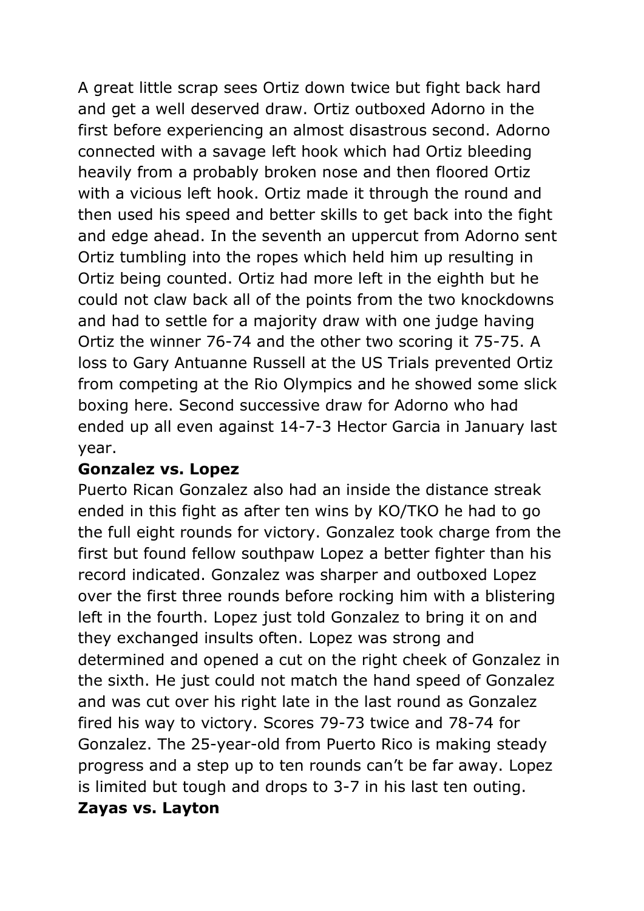A great little scrap sees Ortiz down twice but fight back hard and get a well deserved draw. Ortiz outboxed Adorno in the first before experiencing an almost disastrous second. Adorno connected with a savage left hook which had Ortiz bleeding heavily from a probably broken nose and then floored Ortiz with a vicious left hook. Ortiz made it through the round and then used his speed and better skills to get back into the fight and edge ahead. In the seventh an uppercut from Adorno sent Ortiz tumbling into the ropes which held him up resulting in Ortiz being counted. Ortiz had more left in the eighth but he could not claw back all of the points from the two knockdowns and had to settle for a majority draw with one judge having Ortiz the winner 76-74 and the other two scoring it 75-75. A loss to Gary Antuanne Russell at the US Trials prevented Ortiz from competing at the Rio Olympics and he showed some slick boxing here. Second successive draw for Adorno who had ended up all even against 14-7-3 Hector Garcia in January last year.

**Gonzalez vs. Lopez**

Puerto Rican Gonzalez also had an inside the distance streak ended in this fight as after ten wins by KO/TKO he had to go the full eight rounds for victory. Gonzalez took charge from the first but found fellow southpaw Lopez a better fighter than his record indicated. Gonzalez was sharper and outboxed Lopez over the first three rounds before rocking him with a blistering left in the fourth. Lopez just told Gonzalez to bring it on and they exchanged insults often. Lopez was strong and determined and opened a cut on the right cheek of Gonzalez in the sixth. He just could not match the hand speed of Gonzalez and was cut over his right late in the last round as Gonzalez fired his way to victory. Scores 79-73 twice and 78-74 for Gonzalez. The 25-year-old from Puerto Rico is making steady progress and a step up to ten rounds can't be far away. Lopez is limited but tough and drops to 3-7 in his last ten outing.

**Zayas vs. Layton**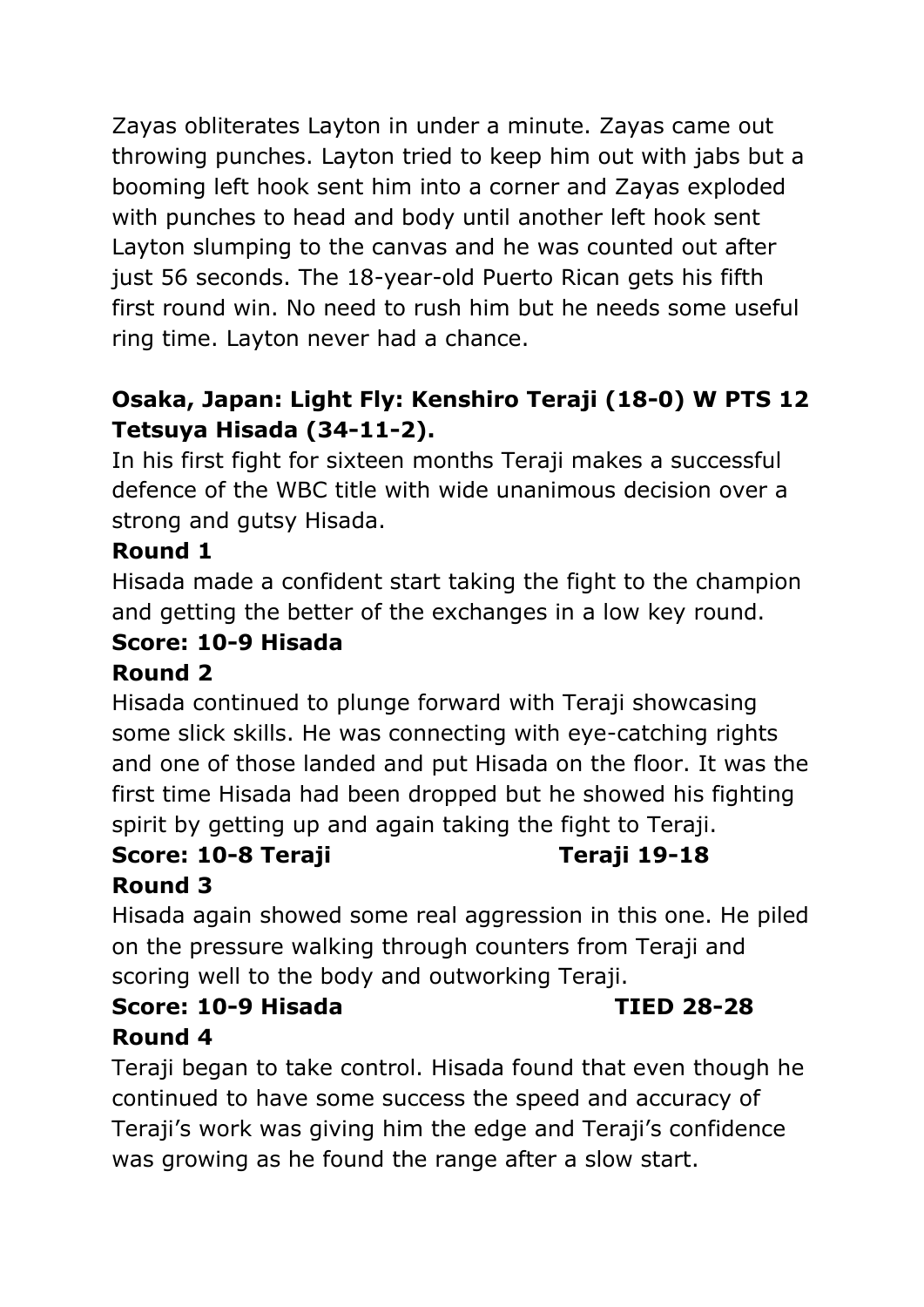Zayas obliterates Layton in under a minute. Zayas came out throwing punches. Layton tried to keep him out with jabs but a booming left hook sent him into a corner and Zayas exploded with punches to head and body until another left hook sent Layton slumping to the canvas and he was counted out after just 56 seconds. The 18-year-old Puerto Rican gets his fifth first round win. No need to rush him but he needs some useful ring time. Layton never had a chance.

**Osaka, Japan: Light Fly: Kenshiro Teraji (18-0) W PTS 12 Tetsuya Hisada (34-11-2).**

In his first fight for sixteen months Teraji makes a successful defence of the WBC title with wide unanimous decision over a strong and gutsy Hisada.

**Round 1**

Hisada made a confident start taking the fight to the champion and getting the better of the exchanges in a low key round.

**Score: 10-9 Hisada**

**Round 2**

Hisada continued to plunge forward with Teraji showcasing some slick skills. He was connecting with eye-catching rights and one of those landed and put Hisada on the floor. It was the first time Hisada had been dropped but he showed his fighting spirit by getting up and again taking the fight to Teraji.

**Score: 10-8 Teraji** **Teraji 19-18**

**Round 3**

Hisada again showed some real aggression in this one. He piled on the pressure walking through counters from Teraji and scoring well to the body and outworking Teraji.

**Score: 10-9 Hisada** **TIED 28-28**

**Round 4**

Teraji began to take control. Hisada found that even though he continued to have some success the speed and accuracy of Teraji's work was giving him the edge and Teraji's confidence was growing as he found the range after a slow start.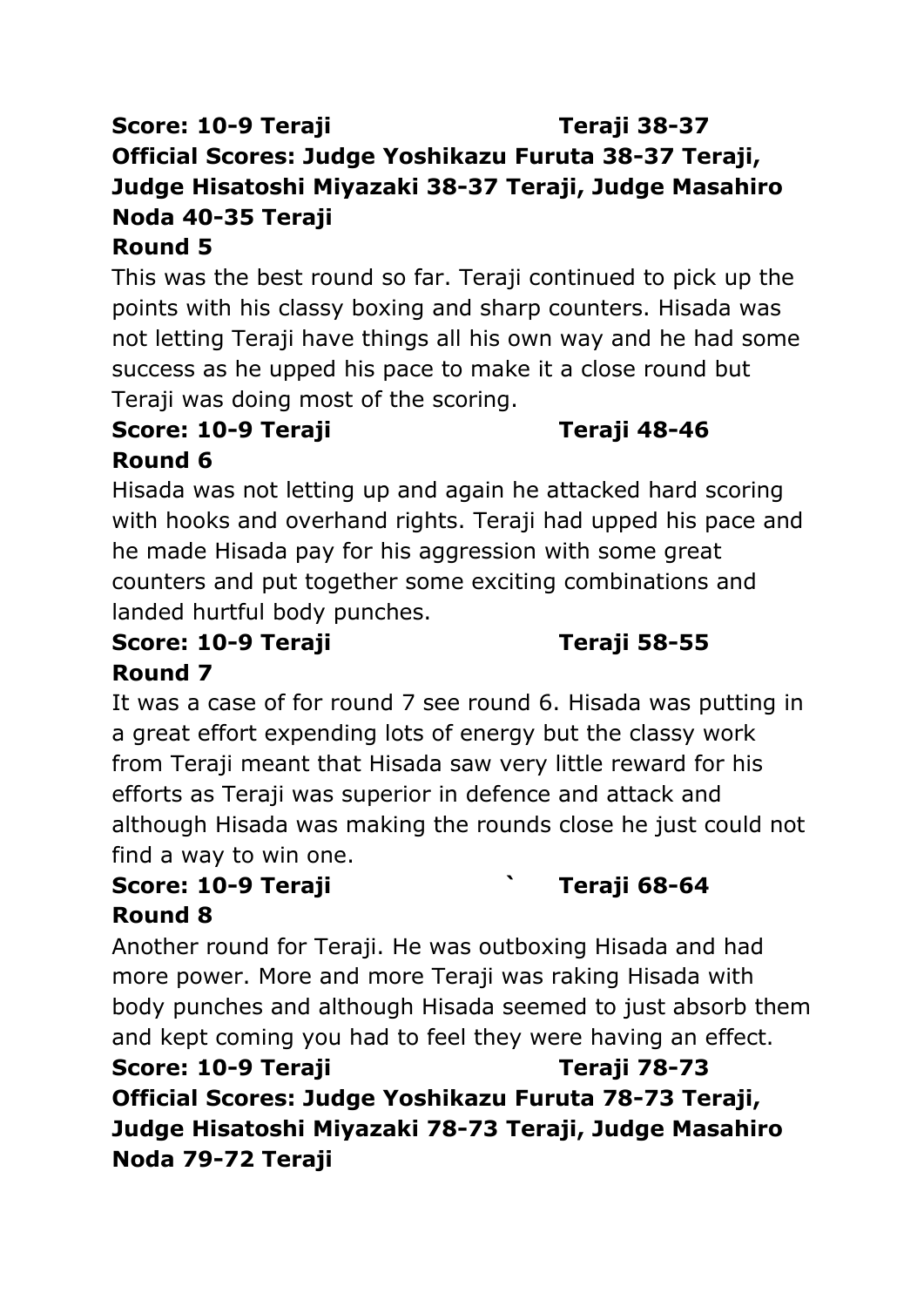**Score: 10-9 Teraji Teraji 38-37**
**Official Scores: Judge Yoshikazu Furuta 38-37 Teraji, Judge Hisatoshi Miyazaki 38-37 Teraji, Judge Masahiro Noda 40-35 Teraji**

**Round 5**

This was the best round so far. Teraji continued to pick up the points with his classy boxing and sharp counters. Hisada was not letting Teraji have things all his own way and he had some success as he upped his pace to make it a close round but Teraji was doing most of the scoring.

**Score: 10-9 Teraji Teraji 48-46**

**Round 6**

Hisada was not letting up and again he attacked hard scoring with hooks and overhand rights. Teraji had upped his pace and he made Hisada pay for his aggression with some great counters and put together some exciting combinations and landed hurtful body punches.

**Score: 10-9 Teraji Teraji 58-55**

**Round 7**

It was a case of for round 7 see round 6. Hisada was putting in a great effort expending lots of energy but the classy work from Teraji meant that Hisada saw very little reward for his efforts as Teraji was superior in defence and attack and although Hisada was making the rounds close he just could not find a way to win one.

**Score: 10-9 Teraji ` Teraji 68-64**

**Round 8**

Another round for Teraji. He was outboxing Hisada and had more power. More and more Teraji was raking Hisada with body punches and although Hisada seemed to just absorb them and kept coming you had to feel they were having an effect.

**Score: 10-9 Teraji Teraji 78-73**
**Official Scores: Judge Yoshikazu Furuta 78-73 Teraji, Judge Hisatoshi Miyazaki 78-73 Teraji, Judge Masahiro Noda 79-72 Teraji**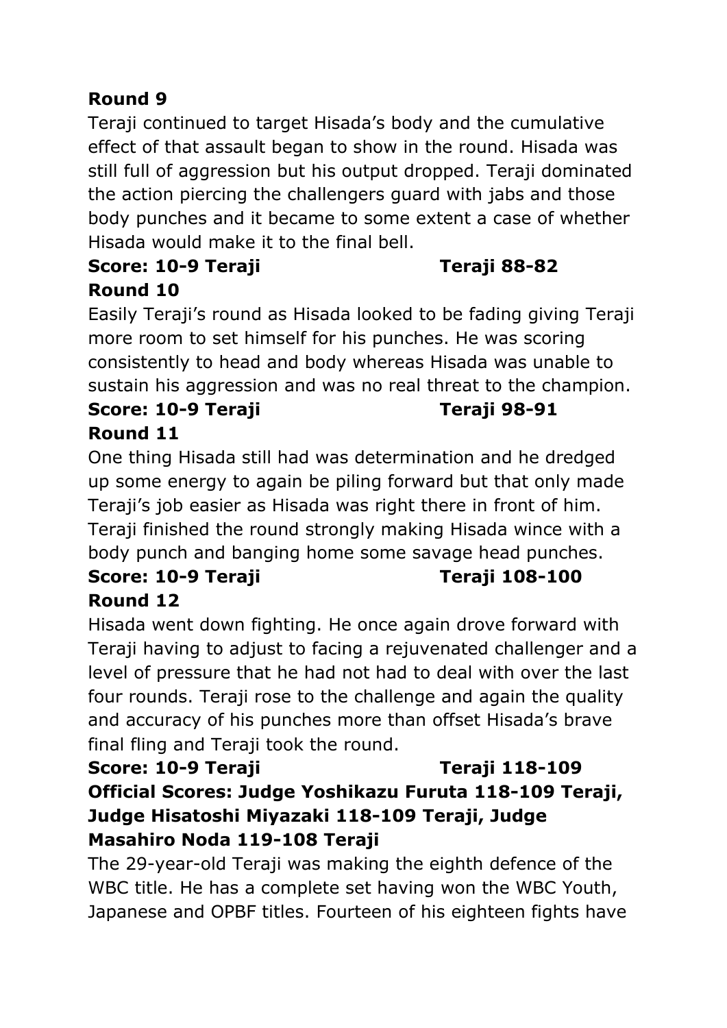**Round 9**

Teraji continued to target Hisada's body and the cumulative effect of that assault began to show in the round. Hisada was still full of aggression but his output dropped. Teraji dominated the action piercing the challengers guard with jabs and those body punches and it became to some extent a case of whether Hisada would make it to the final bell.

**Score: 10-9 Teraji Teraji 88-82**

**Round 10**

Easily Teraji's round as Hisada looked to be fading giving Teraji more room to set himself for his punches. He was scoring consistently to head and body whereas Hisada was unable to sustain his aggression and was no real threat to the champion.

**Score: 10-9 Teraji Teraji 98-91**

**Round 11**

One thing Hisada still had was determination and he dredged up some energy to again be piling forward but that only made Teraji's job easier as Hisada was right there in front of him. Teraji finished the round strongly making Hisada wince with a body punch and banging home some savage head punches.

**Score: 10-9 Teraji Teraji 108-100**

**Round 12**

Hisada went down fighting. He once again drove forward with Teraji having to adjust to facing a rejuvenated challenger and a level of pressure that he had not had to deal with over the last four rounds. Teraji rose to the challenge and again the quality and accuracy of his punches more than offset Hisada's brave final fling and Teraji took the round.

**Score: 10-9 Teraji Teraji 118-109**

**Official Scores: Judge Yoshikazu Furuta 118-109 Teraji, Judge Hisatoshi Miyazaki 118-109 Teraji, Judge Masahiro Noda 119-108 Teraji**

The 29-year-old Teraji was making the eighth defence of the WBC title. He has a complete set having won the WBC Youth, Japanese and OPBF titles. Fourteen of his eighteen fights have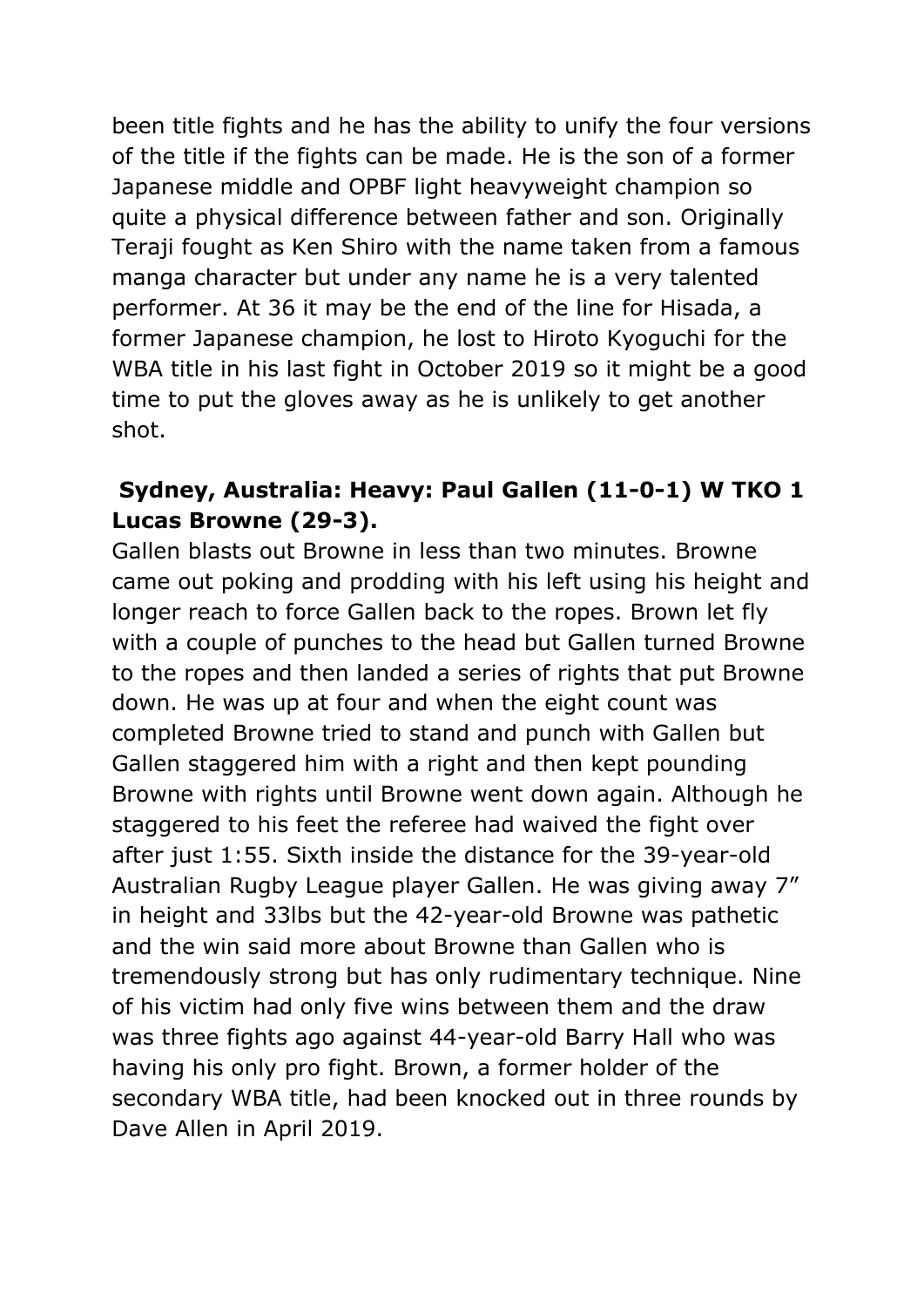been title fights and he has the ability to unify the four versions of the title if the fights can be made. He is the son of a former Japanese middle and OPBF light heavyweight champion so quite a physical difference between father and son. Originally Teraji fought as Ken Shiro with the name taken from a famous manga character but under any name he is a very talented performer. At 36 it may be the end of the line for Hisada, a former Japanese champion, he lost to Hiroto Kyoguchi for the WBA title in his last fight in October 2019 so it might be a good time to put the gloves away as he is unlikely to get another shot.

**Sydney, Australia: Heavy: Paul Gallen (11-0-1) W TKO 1 Lucas Browne (29-3).**

Gallen blasts out Browne in less than two minutes. Browne came out poking and prodding with his left using his height and longer reach to force Gallen back to the ropes. Brown let fly with a couple of punches to the head but Gallen turned Browne to the ropes and then landed a series of rights that put Browne down. He was up at four and when the eight count was completed Browne tried to stand and punch with Gallen but Gallen staggered him with a right and then kept pounding Browne with rights until Browne went down again. Although he staggered to his feet the referee had waived the fight over after just 1:55. Sixth inside the distance for the 39-year-old Australian Rugby League player Gallen. He was giving away 7" in height and 33lbs but the 42-year-old Browne was pathetic and the win said more about Browne than Gallen who is tremendously strong but has only rudimentary technique. Nine of his victim had only five wins between them and the draw was three fights ago against 44-year-old Barry Hall who was having his only pro fight. Brown, a former holder of the secondary WBA title, had been knocked out in three rounds by Dave Allen in April 2019.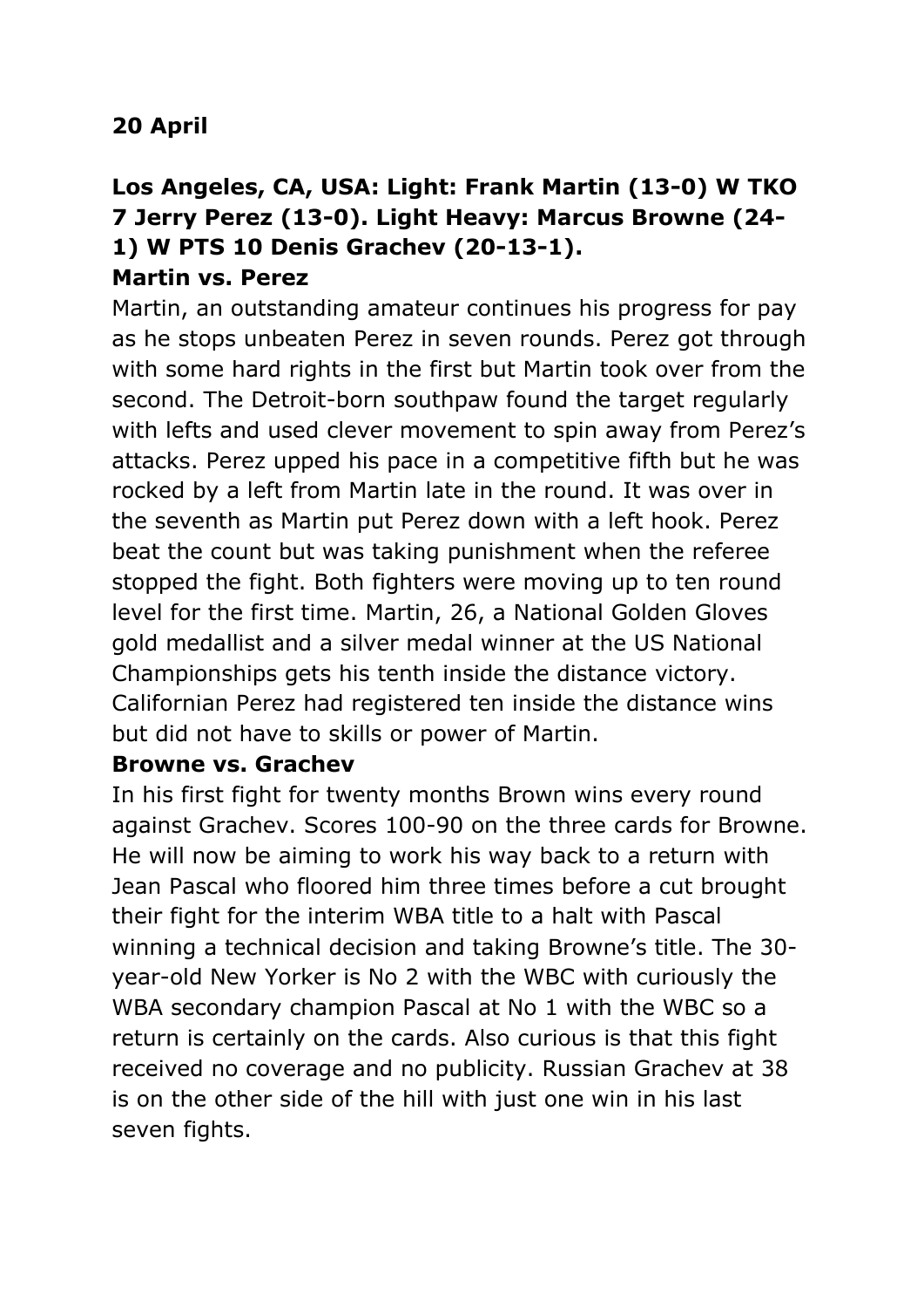**20 April**

**Los Angeles, CA, USA: Light: Frank Martin (13-0) W TKO 7 Jerry Perez (13-0). Light Heavy: Marcus Browne (24-1) W PTS 10 Denis Grachev (20-13-1).**

**Martin vs. Perez**

Martin, an outstanding amateur continues his progress for pay as he stops unbeaten Perez in seven rounds. Perez got through with some hard rights in the first but Martin took over from the second. The Detroit-born southpaw found the target regularly with lefts and used clever movement to spin away from Perez's attacks. Perez upped his pace in a competitive fifth but he was rocked by a left from Martin late in the round. It was over in the seventh as Martin put Perez down with a left hook. Perez beat the count but was taking punishment when the referee stopped the fight. Both fighters were moving up to ten round level for the first time. Martin, 26, a National Golden Gloves gold medallist and a silver medal winner at the US National Championships gets his tenth inside the distance victory. Californian Perez had registered ten inside the distance wins but did not have to skills or power of Martin.

**Browne vs. Grachev**

In his first fight for twenty months Brown wins every round against Grachev. Scores 100-90 on the three cards for Browne. He will now be aiming to work his way back to a return with Jean Pascal who floored him three times before a cut brought their fight for the interim WBA title to a halt with Pascal winning a technical decision and taking Browne's title. The 30-year-old New Yorker is No 2 with the WBC with curiously the WBA secondary champion Pascal at No 1 with the WBC so a return is certainly on the cards. Also curious is that this fight received no coverage and no publicity. Russian Grachev at 38 is on the other side of the hill with just one win in his last seven fights.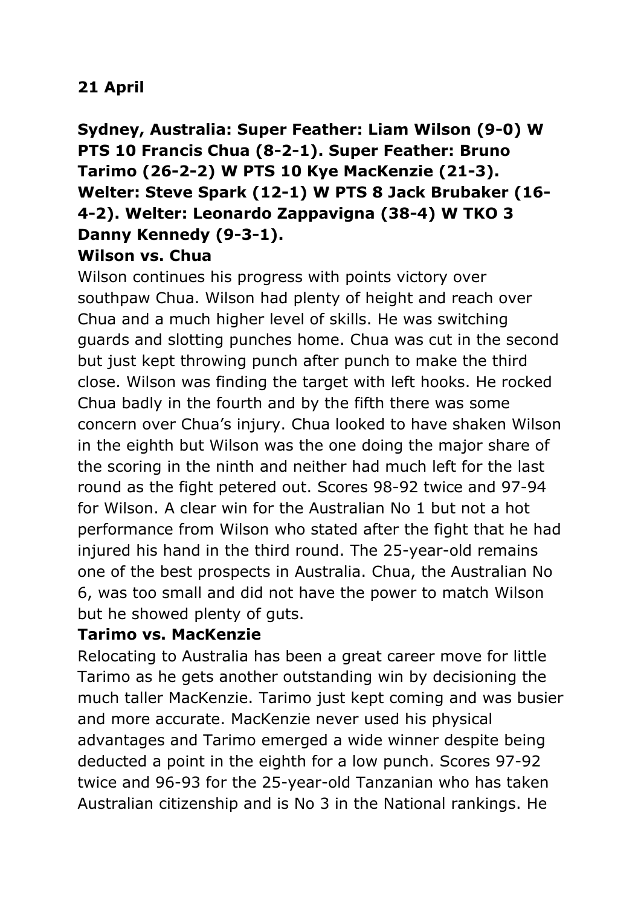**21 April**

**Sydney, Australia: Super Feather: Liam Wilson (9-0) W PTS 10 Francis Chua (8-2-1). Super Feather: Bruno Tarimo (26-2-2) W PTS 10 Kye MacKenzie (21-3). Welter: Steve Spark (12-1) W PTS 8 Jack Brubaker (16-4-2). Welter: Leonardo Zappavigna (38-4) W TKO 3 Danny Kennedy (9-3-1).**

**Wilson vs. Chua**

Wilson continues his progress with points victory over southpaw Chua. Wilson had plenty of height and reach over Chua and a much higher level of skills. He was switching guards and slotting punches home. Chua was cut in the second but just kept throwing punch after punch to make the third close. Wilson was finding the target with left hooks. He rocked Chua badly in the fourth and by the fifth there was some concern over Chua's injury. Chua looked to have shaken Wilson in the eighth but Wilson was the one doing the major share of the scoring in the ninth and neither had much left for the last round as the fight petered out. Scores 98-92 twice and 97-94 for Wilson. A clear win for the Australian No 1 but not a hot performance from Wilson who stated after the fight that he had injured his hand in the third round. The 25-year-old remains one of the best prospects in Australia. Chua, the Australian No 6, was too small and did not have the power to match Wilson but he showed plenty of guts.

**Tarimo vs. MacKenzie**

Relocating to Australia has been a great career move for little Tarimo as he gets another outstanding win by decisioning the much taller MacKenzie. Tarimo just kept coming and was busier and more accurate. MacKenzie never used his physical advantages and Tarimo emerged a wide winner despite being deducted a point in the eighth for a low punch. Scores 97-92 twice and 96-93 for the 25-year-old Tanzanian who has taken Australian citizenship and is No 3 in the National rankings. He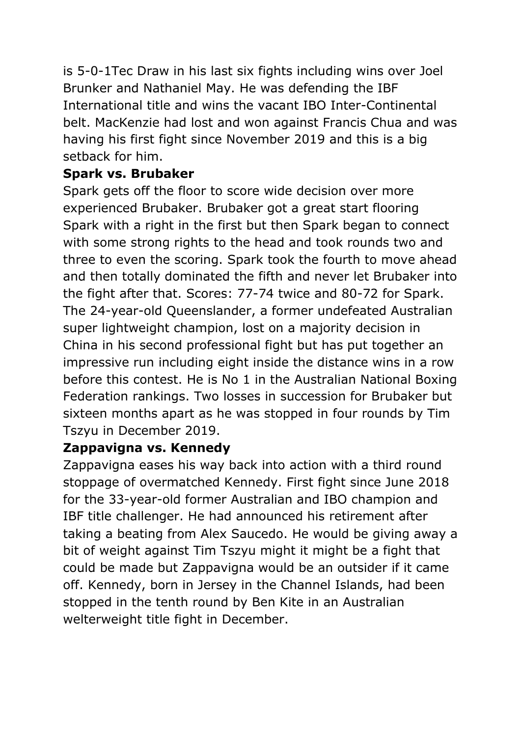is 5-0-1Tec Draw in his last six fights including wins over Joel Brunker and Nathaniel May. He was defending the IBF International title and wins the vacant IBO Inter-Continental belt. MacKenzie had lost and won against Francis Chua and was having his first fight since November 2019 and this is a big setback for him.

**Spark vs. Brubaker**

Spark gets off the floor to score wide decision over more experienced Brubaker. Brubaker got a great start flooring Spark with a right in the first but then Spark began to connect with some strong rights to the head and took rounds two and three to even the scoring. Spark took the fourth to move ahead and then totally dominated the fifth and never let Brubaker into the fight after that. Scores: 77-74 twice and 80-72 for Spark. The 24-year-old Queenslander, a former undefeated Australian super lightweight champion, lost on a majority decision in China in his second professional fight but has put together an impressive run including eight inside the distance wins in a row before this contest. He is No 1 in the Australian National Boxing Federation rankings. Two losses in succession for Brubaker but sixteen months apart as he was stopped in four rounds by Tim Tszyu in December 2019.

**Zappavigna vs. Kennedy**

Zappavigna eases his way back into action with a third round stoppage of overmatched Kennedy. First fight since June 2018 for the 33-year-old former Australian and IBO champion and IBF title challenger. He had announced his retirement after taking a beating from Alex Saucedo. He would be giving away a bit of weight against Tim Tszyu might it might be a fight that could be made but Zappavigna would be an outsider if it came off. Kennedy, born in Jersey in the Channel Islands, had been stopped in the tenth round by Ben Kite in an Australian welterweight title fight in December.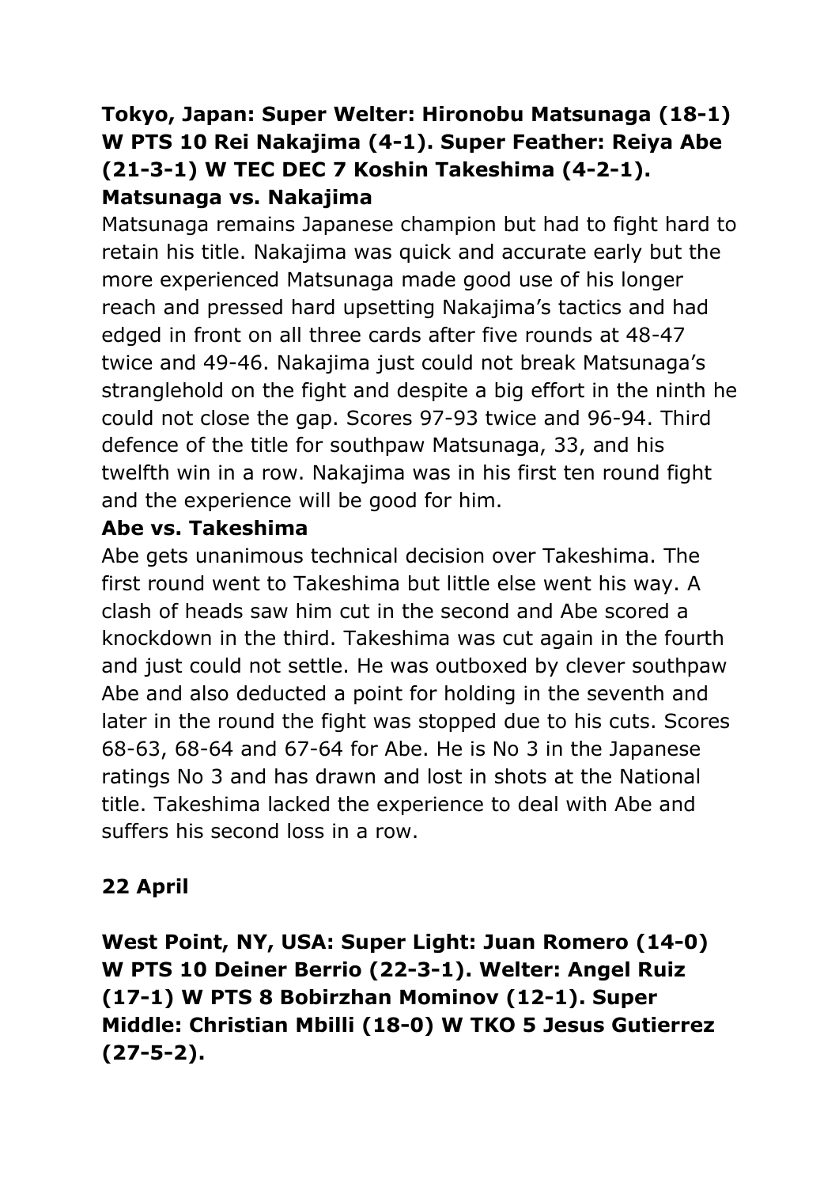**Tokyo, Japan: Super Welter: Hironobu Matsunaga (18-1) W PTS 10 Rei Nakajima (4-1). Super Feather: Reiya Abe (21-3-1) W TEC DEC 7 Koshin Takeshima (4-2-1).**

**Matsunaga vs. Nakajima**

Matsunaga remains Japanese champion but had to fight hard to retain his title. Nakajima was quick and accurate early but the more experienced Matsunaga made good use of his longer reach and pressed hard upsetting Nakajima's tactics and had edged in front on all three cards after five rounds at 48-47 twice and 49-46. Nakajima just could not break Matsunaga's stranglehold on the fight and despite a big effort in the ninth he could not close the gap. Scores 97-93 twice and 96-94. Third defence of the title for southpaw Matsunaga, 33, and his twelfth win in a row. Nakajima was in his first ten round fight and the experience will be good for him.

**Abe vs. Takeshima**

Abe gets unanimous technical decision over Takeshima. The first round went to Takeshima but little else went his way. A clash of heads saw him cut in the second and Abe scored a knockdown in the third. Takeshima was cut again in the fourth and just could not settle. He was outboxed by clever southpaw Abe and also deducted a point for holding in the seventh and later in the round the fight was stopped due to his cuts. Scores 68-63, 68-64 and 67-64 for Abe. He is No 3 in the Japanese ratings No 3 and has drawn and lost in shots at the National title. Takeshima lacked the experience to deal with Abe and suffers his second loss in a row.

**22 April**

**West Point, NY, USA: Super Light: Juan Romero (14-0) W PTS 10 Deiner Berrio (22-3-1). Welter: Angel Ruiz (17-1) W PTS 8 Bobirzhan Mominov (12-1). Super Middle: Christian Mbilli (18-0) W TKO 5 Jesus Gutierrez (27-5-2).**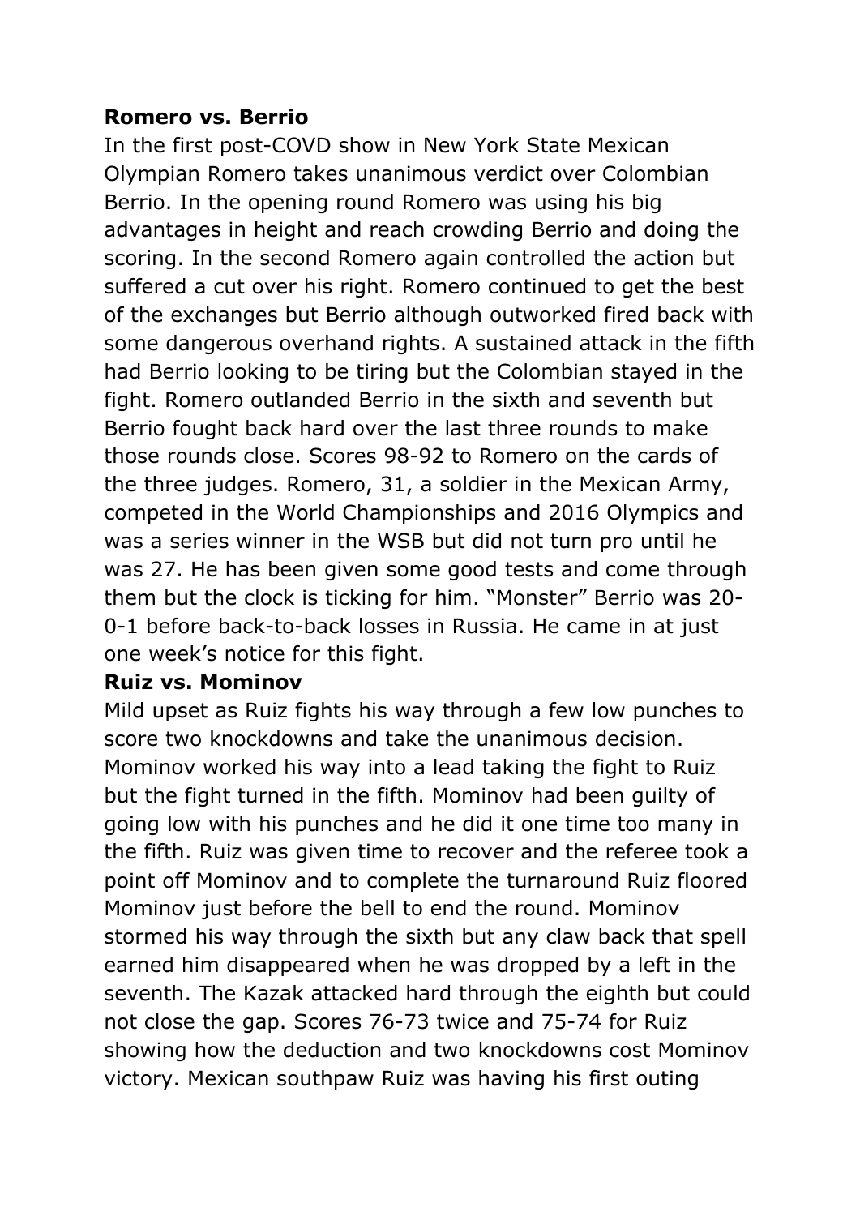**Romero vs. Berrio**

In the first post-COVD show in New York State Mexican Olympian Romero takes unanimous verdict over Colombian Berrio. In the opening round Romero was using his big advantages in height and reach crowding Berrio and doing the scoring. In the second Romero again controlled the action but suffered a cut over his right. Romero continued to get the best of the exchanges but Berrio although outworked fired back with some dangerous overhand rights. A sustained attack in the fifth had Berrio looking to be tiring but the Colombian stayed in the fight. Romero outlanded Berrio in the sixth and seventh but Berrio fought back hard over the last three rounds to make those rounds close. Scores 98-92 to Romero on the cards of the three judges. Romero, 31, a soldier in the Mexican Army, competed in the World Championships and 2016 Olympics and was a series winner in the WSB but did not turn pro until he was 27. He has been given some good tests and come through them but the clock is ticking for him. "Monster" Berrio was 20-0-1 before back-to-back losses in Russia. He came in at just one week's notice for this fight.

**Ruiz vs. Mominov**

Mild upset as Ruiz fights his way through a few low punches to score two knockdowns and take the unanimous decision. Mominov worked his way into a lead taking the fight to Ruiz but the fight turned in the fifth. Mominov had been guilty of going low with his punches and he did it one time too many in the fifth. Ruiz was given time to recover and the referee took a point off Mominov and to complete the turnaround Ruiz floored Mominov just before the bell to end the round. Mominov stormed his way through the sixth but any claw back that spell earned him disappeared when he was dropped by a left in the seventh. The Kazak attacked hard through the eighth but could not close the gap. Scores 76-73 twice and 75-74 for Ruiz showing how the deduction and two knockdowns cost Mominov victory. Mexican southpaw Ruiz was having his first outing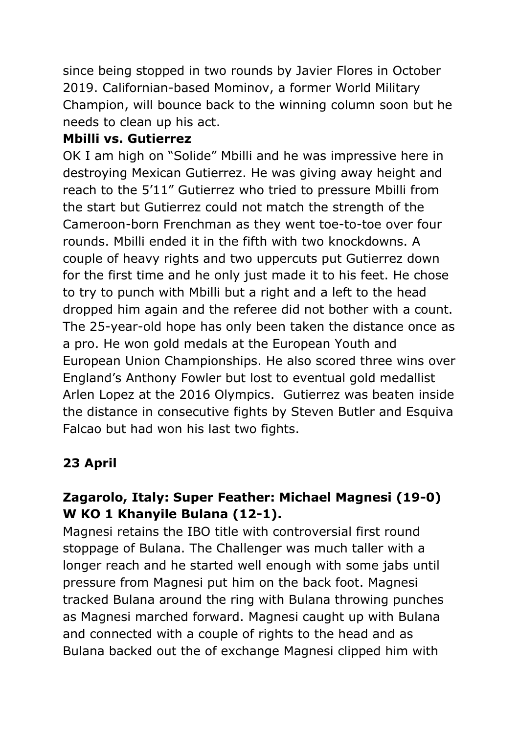since being stopped in two rounds by Javier Flores in October 2019. Californian-based Mominov, a former World Military Champion, will bounce back to the winning column soon but he needs to clean up his act.

**Mbilli vs. Gutierrez**

OK I am high on "Solide" Mbilli and he was impressive here in destroying Mexican Gutierrez. He was giving away height and reach to the 5'11" Gutierrez who tried to pressure Mbilli from the start but Gutierrez could not match the strength of the Cameroon-born Frenchman as they went toe-to-toe over four rounds. Mbilli ended it in the fifth with two knockdowns. A couple of heavy rights and two uppercuts put Gutierrez down for the first time and he only just made it to his feet. He chose to try to punch with Mbilli but a right and a left to the head dropped him again and the referee did not bother with a count. The 25-year-old hope has only been taken the distance once as a pro. He won gold medals at the European Youth and European Union Championships. He also scored three wins over England's Anthony Fowler but lost to eventual gold medallist Arlen Lopez at the 2016 Olympics. Gutierrez was beaten inside the distance in consecutive fights by Steven Butler and Esquiva Falcao but had won his last two fights.

**23 April**

**Zagarolo, Italy: Super Feather: Michael Magnesi (19-0) W KO 1 Khanyile Bulana (12-1).**

Magnesi retains the IBO title with controversial first round stoppage of Bulana. The Challenger was much taller with a longer reach and he started well enough with some jabs until pressure from Magnesi put him on the back foot. Magnesi tracked Bulana around the ring with Bulana throwing punches as Magnesi marched forward. Magnesi caught up with Bulana and connected with a couple of rights to the head and as Bulana backed out the of exchange Magnesi clipped him with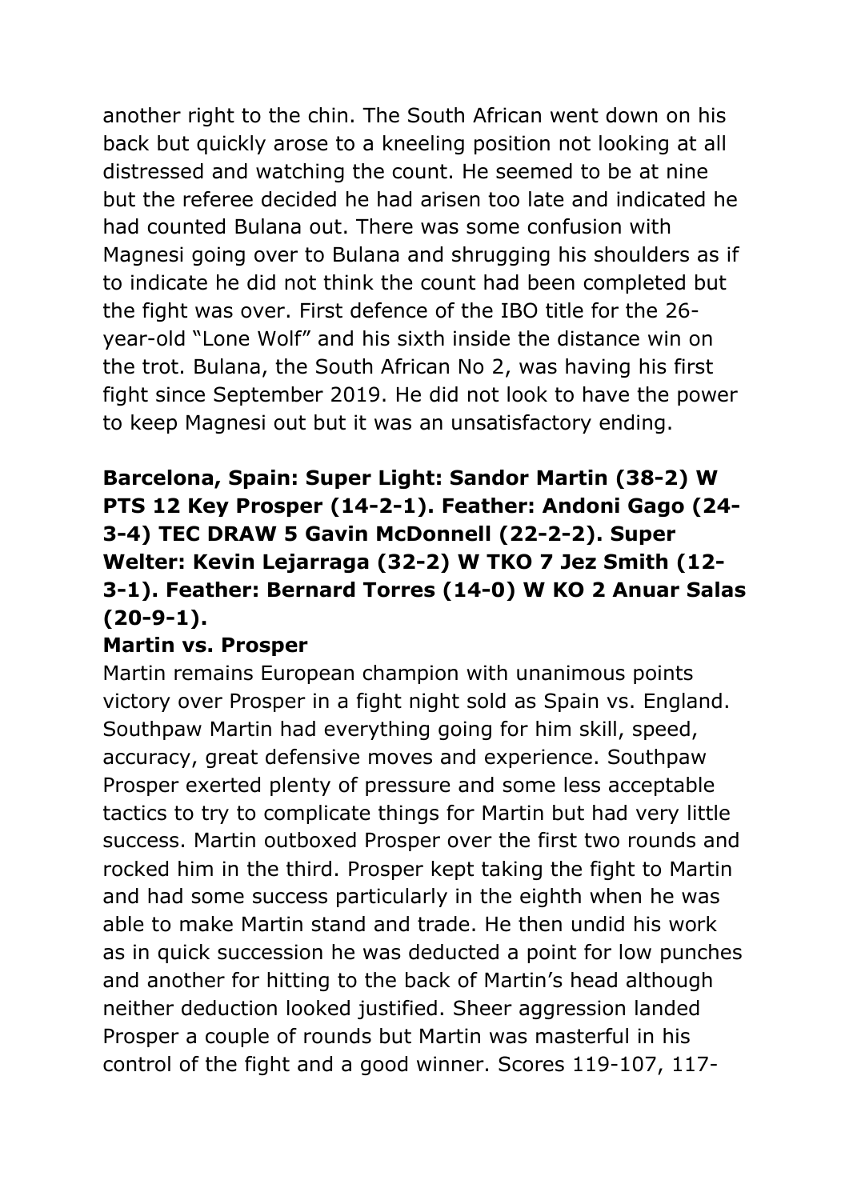another right to the chin. The South African went down on his back but quickly arose to a kneeling position not looking at all distressed and watching the count. He seemed to be at nine but the referee decided he had arisen too late and indicated he had counted Bulana out. There was some confusion with Magnesi going over to Bulana and shrugging his shoulders as if to indicate he did not think the count had been completed but the fight was over. First defence of the IBO title for the 26-year-old "Lone Wolf" and his sixth inside the distance win on the trot. Bulana, the South African No 2, was having his first fight since September 2019. He did not look to have the power to keep Magnesi out but it was an unsatisfactory ending.

**Barcelona, Spain: Super Light: Sandor Martin (38-2) W PTS 12 Key Prosper (14-2-1). Feather: Andoni Gago (24-3-4) TEC DRAW 5 Gavin McDonnell (22-2-2). Super Welter: Kevin Lejarraga (32-2) W TKO 7 Jez Smith (12-3-1). Feather: Bernard Torres (14-0) W KO 2 Anuar Salas (20-9-1).**

**Martin vs. Prosper**

Martin remains European champion with unanimous points victory over Prosper in a fight night sold as Spain vs. England. Southpaw Martin had everything going for him skill, speed, accuracy, great defensive moves and experience. Southpaw Prosper exerted plenty of pressure and some less acceptable tactics to try to complicate things for Martin but had very little success. Martin outboxed Prosper over the first two rounds and rocked him in the third. Prosper kept taking the fight to Martin and had some success particularly in the eighth when he was able to make Martin stand and trade. He then undid his work as in quick succession he was deducted a point for low punches and another for hitting to the back of Martin's head although neither deduction looked justified. Sheer aggression landed Prosper a couple of rounds but Martin was masterful in his control of the fight and a good winner. Scores 119-107, 117-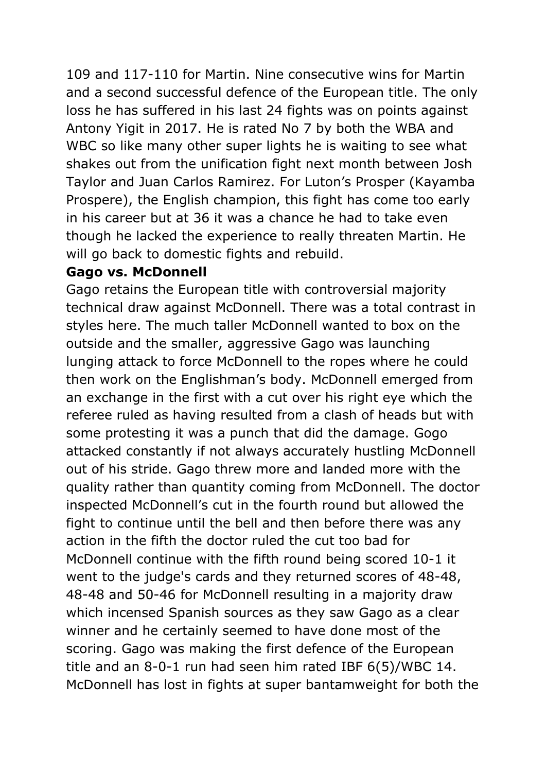109 and 117-110 for Martin. Nine consecutive wins for Martin and a second successful defence of the European title. The only loss he has suffered in his last 24 fights was on points against Antony Yigit in 2017. He is rated No 7 by both the WBA and WBC so like many other super lights he is waiting to see what shakes out from the unification fight next month between Josh Taylor and Juan Carlos Ramirez. For Luton's Prosper (Kayamba Prospere), the English champion, this fight has come too early in his career but at 36 it was a chance he had to take even though he lacked the experience to really threaten Martin. He will go back to domestic fights and rebuild.

**Gago vs. McDonnell**

Gago retains the European title with controversial majority technical draw against McDonnell. There was a total contrast in styles here. The much taller McDonnell wanted to box on the outside and the smaller, aggressive Gago was launching lunging attack to force McDonnell to the ropes where he could then work on the Englishman's body. McDonnell emerged from an exchange in the first with a cut over his right eye which the referee ruled as having resulted from a clash of heads but with some protesting it was a punch that did the damage. Gogo attacked constantly if not always accurately hustling McDonnell out of his stride. Gago threw more and landed more with the quality rather than quantity coming from McDonnell. The doctor inspected McDonnell's cut in the fourth round but allowed the fight to continue until the bell and then before there was any action in the fifth the doctor ruled the cut too bad for McDonnell continue with the fifth round being scored 10-1 it went to the judge's cards and they returned scores of 48-48, 48-48 and 50-46 for McDonnell resulting in a majority draw which incensed Spanish sources as they saw Gago as a clear winner and he certainly seemed to have done most of the scoring. Gago was making the first defence of the European title and an 8-0-1 run had seen him rated IBF 6(5)/WBC 14. McDonnell has lost in fights at super bantamweight for both the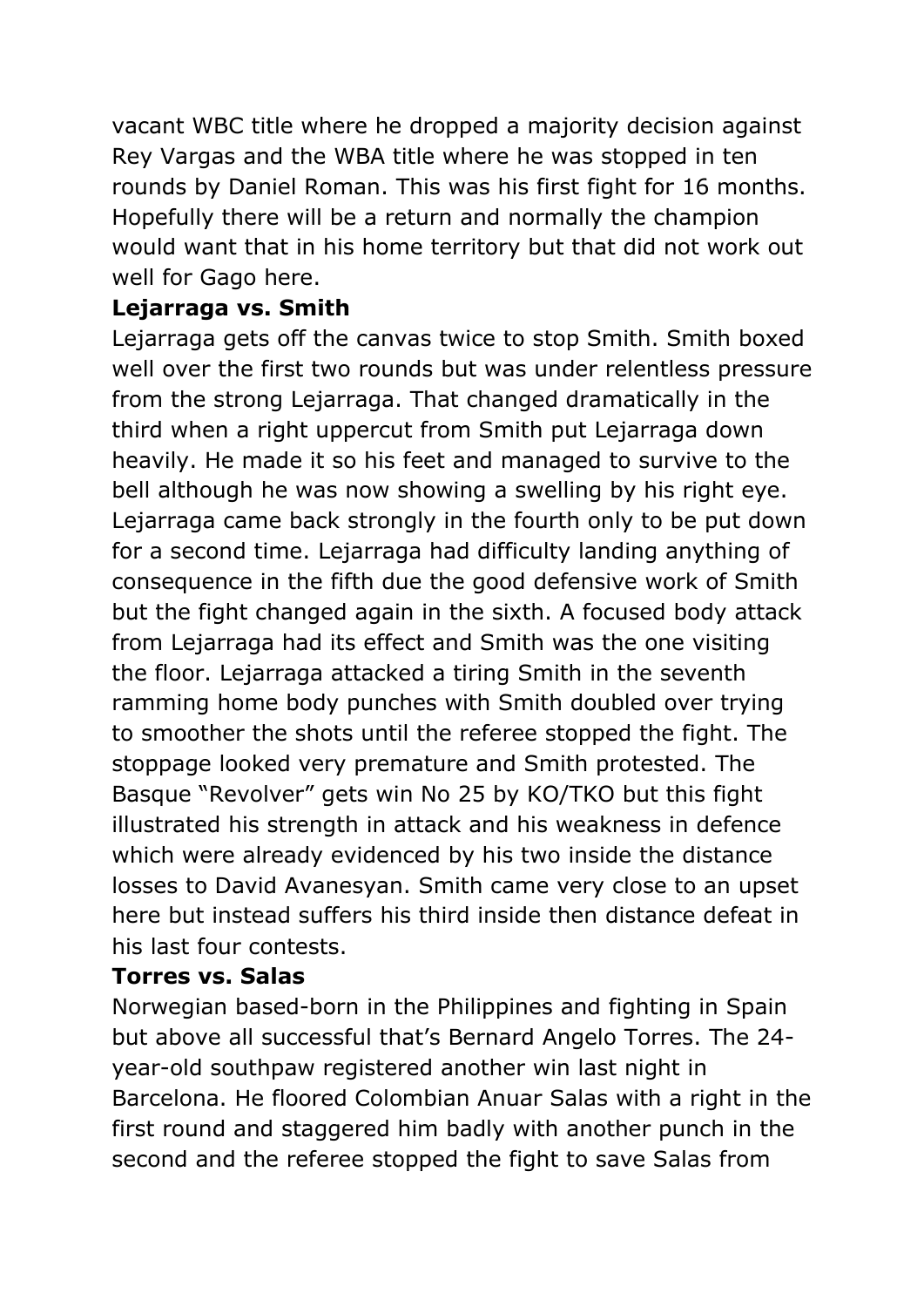vacant WBC title where he dropped a majority decision against Rey Vargas and the WBA title where he was stopped in ten rounds by Daniel Roman. This was his first fight for 16 months. Hopefully there will be a return and normally the champion would want that in his home territory but that did not work out well for Gago here.

**Lejarraga vs. Smith**

Lejarraga gets off the canvas twice to stop Smith. Smith boxed well over the first two rounds but was under relentless pressure from the strong Lejarraga. That changed dramatically in the third when a right uppercut from Smith put Lejarraga down heavily. He made it so his feet and managed to survive to the bell although he was now showing a swelling by his right eye. Lejarraga came back strongly in the fourth only to be put down for a second time. Lejarraga had difficulty landing anything of consequence in the fifth due the good defensive work of Smith but the fight changed again in the sixth. A focused body attack from Lejarraga had its effect and Smith was the one visiting the floor. Lejarraga attacked a tiring Smith in the seventh ramming home body punches with Smith doubled over trying to smoother the shots until the referee stopped the fight. The stoppage looked very premature and Smith protested. The Basque "Revolver" gets win No 25 by KO/TKO but this fight illustrated his strength in attack and his weakness in defence which were already evidenced by his two inside the distance losses to David Avanesyan. Smith came very close to an upset here but instead suffers his third inside then distance defeat in his last four contests.

**Torres vs. Salas**

Norwegian based-born in the Philippines and fighting in Spain but above all successful that's Bernard Angelo Torres. The 24-year-old southpaw registered another win last night in Barcelona. He floored Colombian Anuar Salas with a right in the first round and staggered him badly with another punch in the second and the referee stopped the fight to save Salas from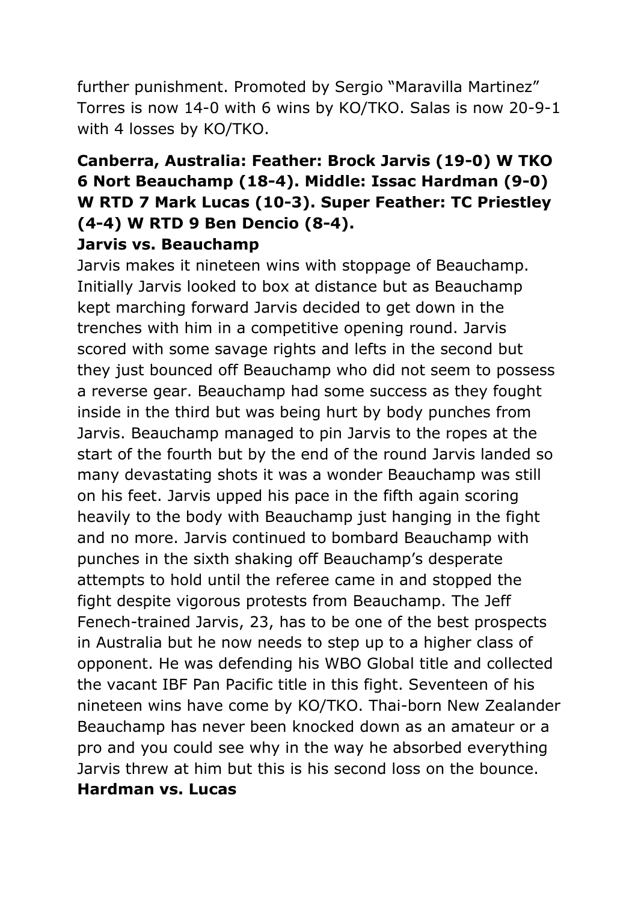further punishment. Promoted by Sergio "Maravilla Martinez" Torres is now 14-0 with 6 wins by KO/TKO. Salas is now 20-9-1 with 4 losses by KO/TKO.

**Canberra, Australia: Feather: Brock Jarvis (19-0) W TKO 6 Nort Beauchamp (18-4). Middle: Issac Hardman (9-0) W RTD 7 Mark Lucas (10-3). Super Feather: TC Priestley (4-4) W RTD 9 Ben Dencio (8-4).**

**Jarvis vs. Beauchamp**

Jarvis makes it nineteen wins with stoppage of Beauchamp. Initially Jarvis looked to box at distance but as Beauchamp kept marching forward Jarvis decided to get down in the trenches with him in a competitive opening round. Jarvis scored with some savage rights and lefts in the second but they just bounced off Beauchamp who did not seem to possess a reverse gear. Beauchamp had some success as they fought inside in the third but was being hurt by body punches from Jarvis. Beauchamp managed to pin Jarvis to the ropes at the start of the fourth but by the end of the round Jarvis landed so many devastating shots it was a wonder Beauchamp was still on his feet. Jarvis upped his pace in the fifth again scoring heavily to the body with Beauchamp just hanging in the fight and no more. Jarvis continued to bombard Beauchamp with punches in the sixth shaking off Beauchamp's desperate attempts to hold until the referee came in and stopped the fight despite vigorous protests from Beauchamp. The Jeff Fenech-trained Jarvis, 23, has to be one of the best prospects in Australia but he now needs to step up to a higher class of opponent. He was defending his WBO Global title and collected the vacant IBF Pan Pacific title in this fight. Seventeen of his nineteen wins have come by KO/TKO. Thai-born New Zealander Beauchamp has never been knocked down as an amateur or a pro and you could see why in the way he absorbed everything Jarvis threw at him but this is his second loss on the bounce.

**Hardman vs. Lucas**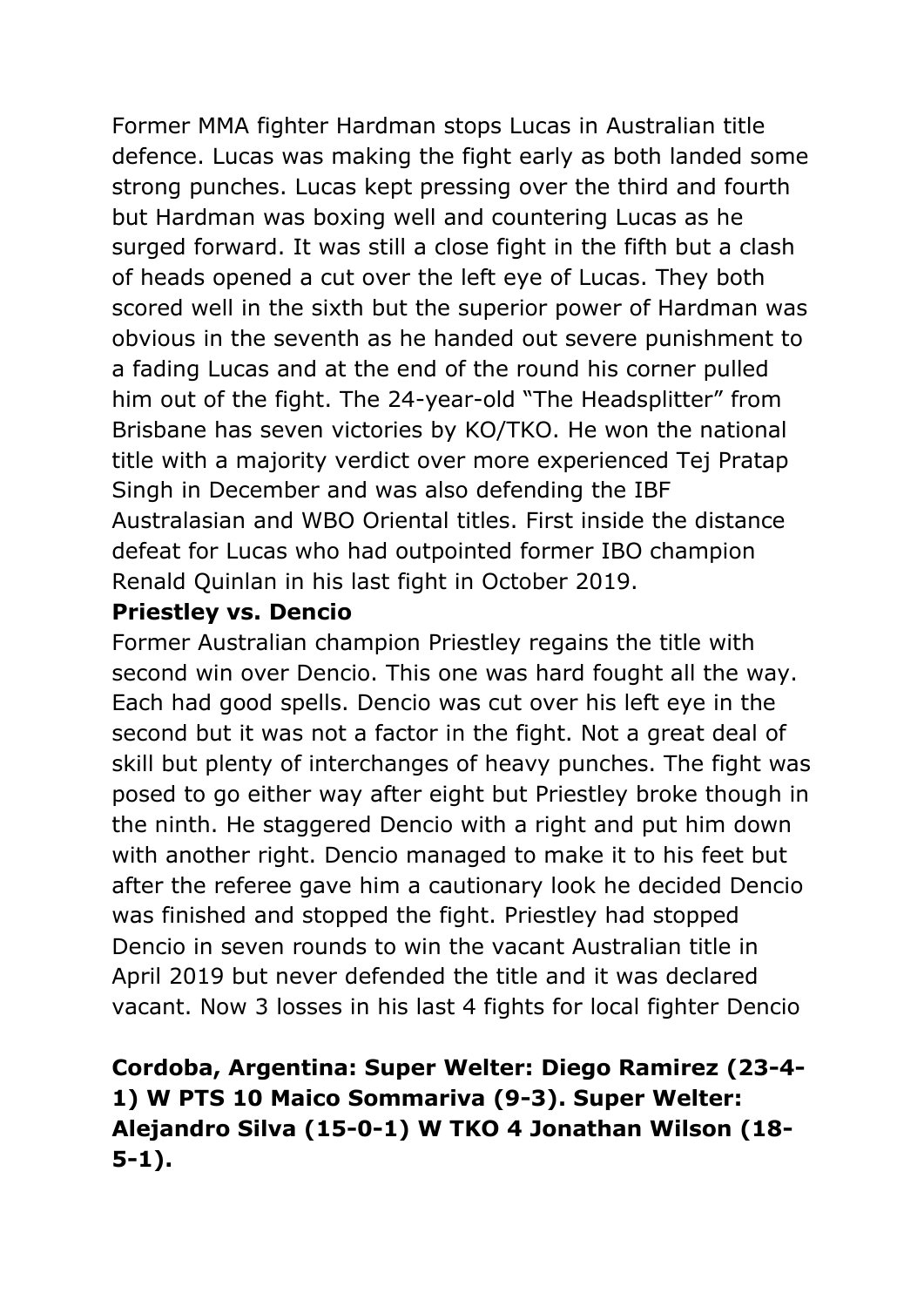Former MMA fighter Hardman stops Lucas in Australian title defence. Lucas was making the fight early as both landed some strong punches. Lucas kept pressing over the third and fourth but Hardman was boxing well and countering Lucas as he surged forward. It was still a close fight in the fifth but a clash of heads opened a cut over the left eye of Lucas. They both scored well in the sixth but the superior power of Hardman was obvious in the seventh as he handed out severe punishment to a fading Lucas and at the end of the round his corner pulled him out of the fight. The 24-year-old "The Headsplitter" from Brisbane has seven victories by KO/TKO. He won the national title with a majority verdict over more experienced Tej Pratap Singh in December and was also defending the IBF Australasian and WBO Oriental titles. First inside the distance defeat for Lucas who had outpointed former IBO champion Renald Quinlan in his last fight in October 2019.

**Priestley vs. Dencio**

Former Australian champion Priestley regains the title with second win over Dencio. This one was hard fought all the way. Each had good spells. Dencio was cut over his left eye in the second but it was not a factor in the fight. Not a great deal of skill but plenty of interchanges of heavy punches. The fight was posed to go either way after eight but Priestley broke though in the ninth. He staggered Dencio with a right and put him down with another right. Dencio managed to make it to his feet but after the referee gave him a cautionary look he decided Dencio was finished and stopped the fight. Priestley had stopped Dencio in seven rounds to win the vacant Australian title in April 2019 but never defended the title and it was declared vacant. Now 3 losses in his last 4 fights for local fighter Dencio

**Cordoba, Argentina: Super Welter: Diego Ramirez (23-4-1) W PTS 10 Maico Sommariva (9-3). Super Welter: Alejandro Silva (15-0-1) W TKO 4 Jonathan Wilson (18-5-1).**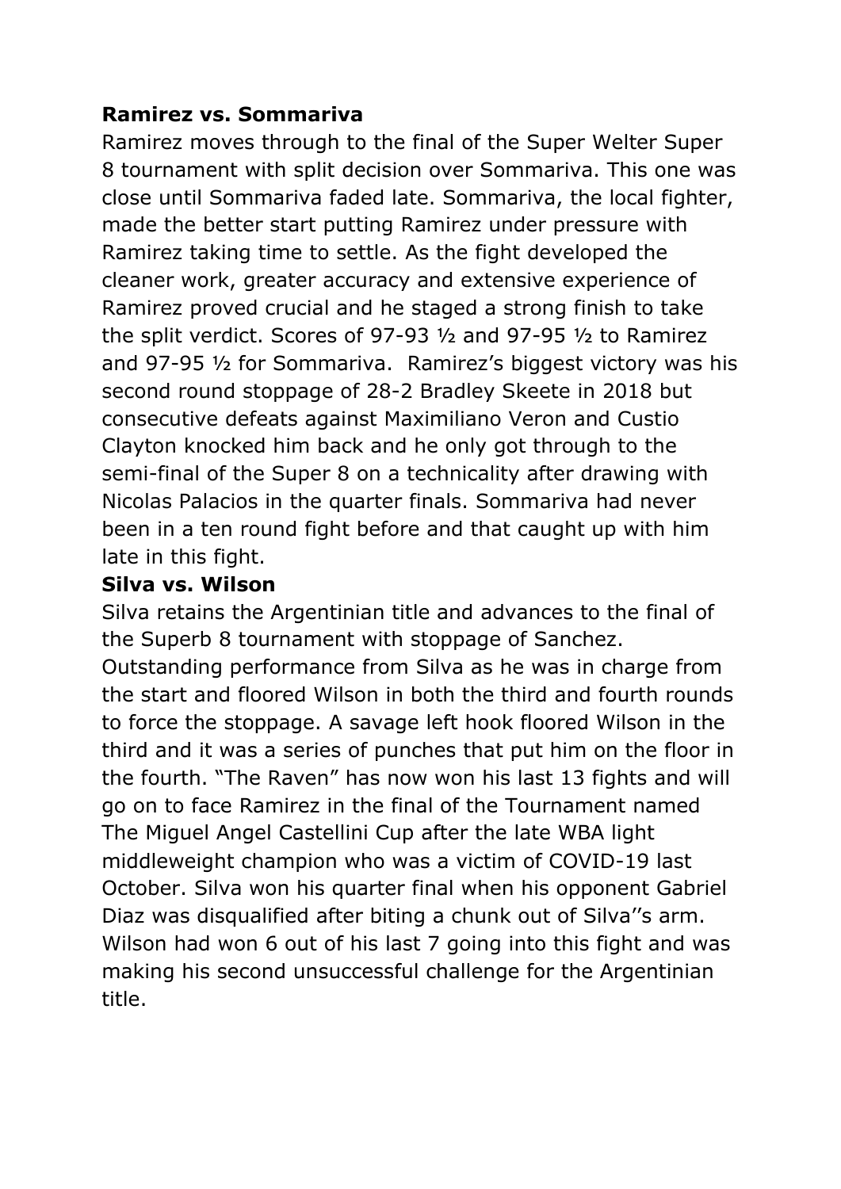**Ramirez vs. Sommariva**

Ramirez moves through to the final of the Super Welter Super 8 tournament with split decision over Sommariva. This one was close until Sommariva faded late. Sommariva, the local fighter, made the better start putting Ramirez under pressure with Ramirez taking time to settle. As the fight developed the cleaner work, greater accuracy and extensive experience of Ramirez proved crucial and he staged a strong finish to take the split verdict. Scores of 97-93 ½ and 97-95 ½ to Ramirez and 97-95 ½ for Sommariva. Ramirez's biggest victory was his second round stoppage of 28-2 Bradley Skeete in 2018 but consecutive defeats against Maximiliano Veron and Custio Clayton knocked him back and he only got through to the semi-final of the Super 8 on a technicality after drawing with Nicolas Palacios in the quarter finals. Sommariva had never been in a ten round fight before and that caught up with him late in this fight.

**Silva vs. Wilson**

Silva retains the Argentinian title and advances to the final of the Superb 8 tournament with stoppage of Sanchez. Outstanding performance from Silva as he was in charge from the start and floored Wilson in both the third and fourth rounds to force the stoppage. A savage left hook floored Wilson in the third and it was a series of punches that put him on the floor in the fourth. "The Raven" has now won his last 13 fights and will go on to face Ramirez in the final of the Tournament named The Miguel Angel Castellini Cup after the late WBA light middleweight champion who was a victim of COVID-19 last October. Silva won his quarter final when his opponent Gabriel Diaz was disqualified after biting a chunk out of Silva''s arm. Wilson had won 6 out of his last 7 going into this fight and was making his second unsuccessful challenge for the Argentinian title.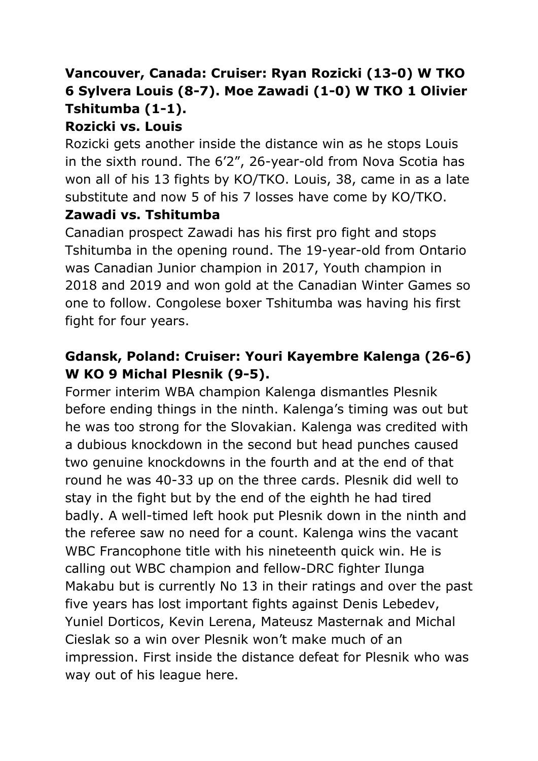**Vancouver, Canada: Cruiser: Ryan Rozicki (13-0) W TKO 6 Sylvera Louis (8-7). Moe Zawadi (1-0) W TKO 1 Olivier Tshitumba (1-1).**

**Rozicki vs. Louis**

Rozicki gets another inside the distance win as he stops Louis in the sixth round. The 6’2”, 26-year-old from Nova Scotia has won all of his 13 fights by KO/TKO. Louis, 38, came in as a late substitute and now 5 of his 7 losses have come by KO/TKO.

**Zawadi vs. Tshitumba**

Canadian prospect Zawadi has his first pro fight and stops Tshitumba in the opening round. The 19-year-old from Ontario was Canadian Junior champion in 2017, Youth champion in 2018 and 2019 and won gold at the Canadian Winter Games so one to follow. Congolese boxer Tshitumba was having his first fight for four years.

**Gdansk, Poland: Cruiser: Youri Kayembre Kalenga (26-6) W KO 9 Michal Plesnik (9-5).**

Former interim WBA champion Kalenga dismantles Plesnik before ending things in the ninth. Kalenga’s timing was out but he was too strong for the Slovakian. Kalenga was credited with a dubious knockdown in the second but head punches caused two genuine knockdowns in the fourth and at the end of that round he was 40-33 up on the three cards. Plesnik did well to stay in the fight but by the end of the eighth he had tired badly. A well-timed left hook put Plesnik down in the ninth and the referee saw no need for a count. Kalenga wins the vacant WBC Francophone title with his nineteenth quick win. He is calling out WBC champion and fellow-DRC fighter Ilunga Makabu but is currently No 13 in their ratings and over the past five years has lost important fights against Denis Lebedev, Yuniel Dorticos, Kevin Lerena, Mateusz Masternak and Michal Cieslak so a win over Plesnik won’t make much of an impression. First inside the distance defeat for Plesnik who was way out of his league here.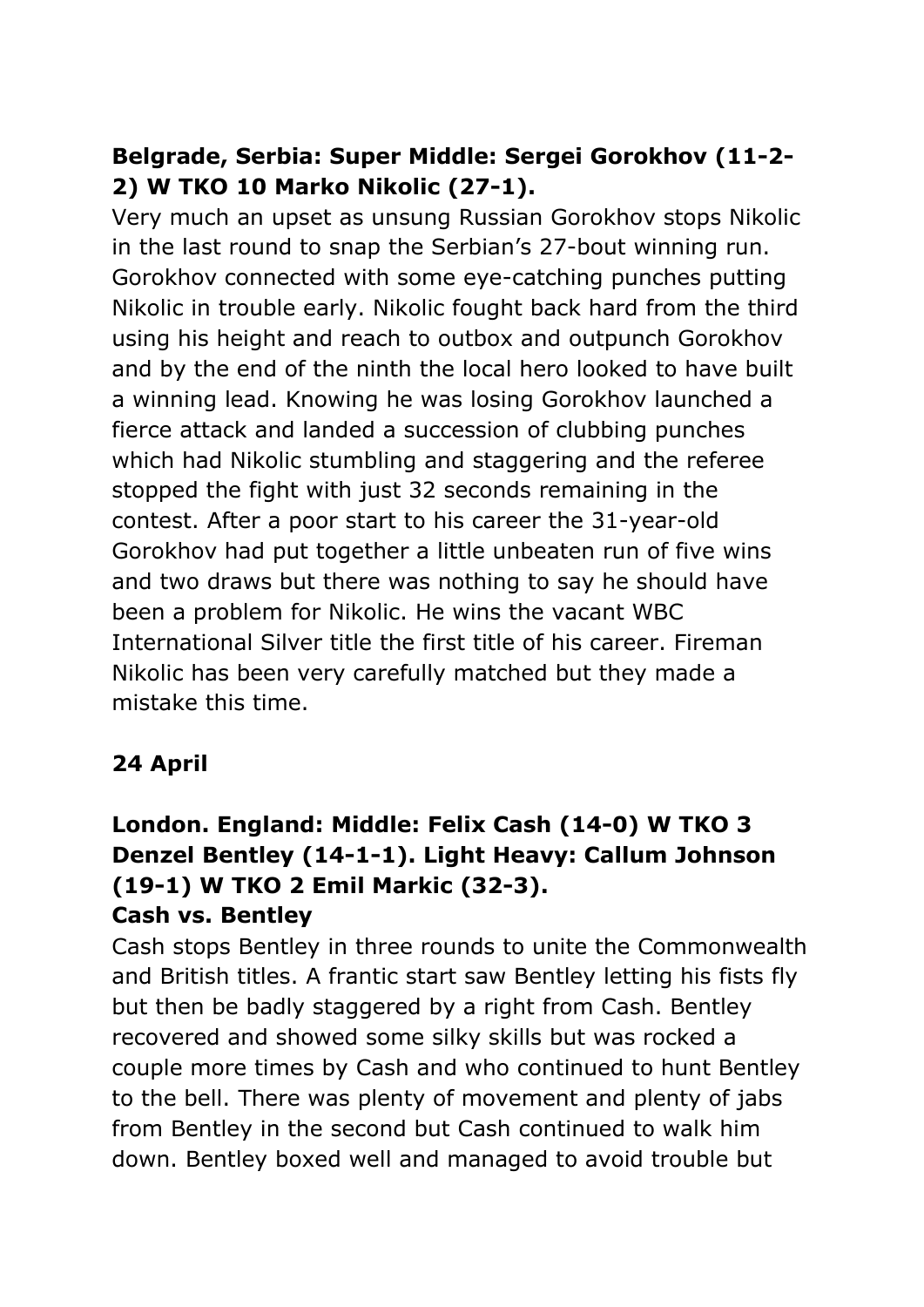**Belgrade, Serbia: Super Middle: Sergei Gorokhov (11-2-2) W TKO 10 Marko Nikolic (27-1).**

Very much an upset as unsung Russian Gorokhov stops Nikolic in the last round to snap the Serbian's 27-bout winning run. Gorokhov connected with some eye-catching punches putting Nikolic in trouble early. Nikolic fought back hard from the third using his height and reach to outbox and outpunch Gorokhov and by the end of the ninth the local hero looked to have built a winning lead. Knowing he was losing Gorokhov launched a fierce attack and landed a succession of clubbing punches which had Nikolic stumbling and staggering and the referee stopped the fight with just 32 seconds remaining in the contest. After a poor start to his career the 31-year-old Gorokhov had put together a little unbeaten run of five wins and two draws but there was nothing to say he should have been a problem for Nikolic. He wins the vacant WBC International Silver title the first title of his career. Fireman Nikolic has been very carefully matched but they made a mistake this time.

**24 April**

**London. England: Middle: Felix Cash (14-0) W TKO 3 Denzel Bentley (14-1-1). Light Heavy: Callum Johnson (19-1) W TKO 2 Emil Markic (32-3).**

**Cash vs. Bentley**

Cash stops Bentley in three rounds to unite the Commonwealth and British titles. A frantic start saw Bentley letting his fists fly but then be badly staggered by a right from Cash. Bentley recovered and showed some silky skills but was rocked a couple more times by Cash and who continued to hunt Bentley to the bell. There was plenty of movement and plenty of jabs from Bentley in the second but Cash continued to walk him down. Bentley boxed well and managed to avoid trouble but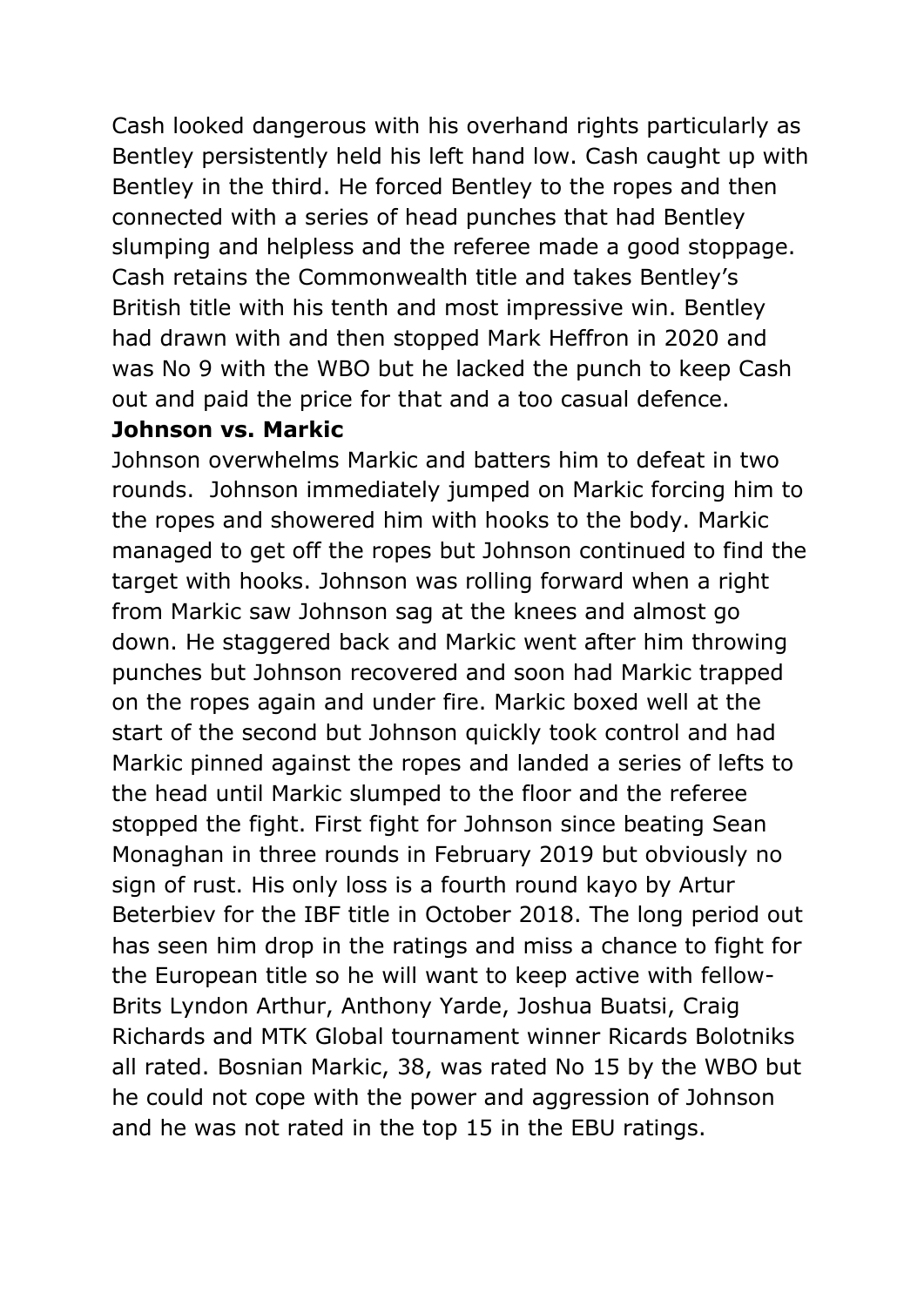Cash looked dangerous with his overhand rights particularly as Bentley persistently held his left hand low. Cash caught up with Bentley in the third. He forced Bentley to the ropes and then connected with a series of head punches that had Bentley slumping and helpless and the referee made a good stoppage. Cash retains the Commonwealth title and takes Bentley's British title with his tenth and most impressive win. Bentley had drawn with and then stopped Mark Heffron in 2020 and was No 9 with the WBO but he lacked the punch to keep Cash out and paid the price for that and a too casual defence.

**Johnson vs. Markic**

Johnson overwhelms Markic and batters him to defeat in two rounds. Johnson immediately jumped on Markic forcing him to the ropes and showered him with hooks to the body. Markic managed to get off the ropes but Johnson continued to find the target with hooks. Johnson was rolling forward when a right from Markic saw Johnson sag at the knees and almost go down. He staggered back and Markic went after him throwing punches but Johnson recovered and soon had Markic trapped on the ropes again and under fire. Markic boxed well at the start of the second but Johnson quickly took control and had Markic pinned against the ropes and landed a series of lefts to the head until Markic slumped to the floor and the referee stopped the fight. First fight for Johnson since beating Sean Monaghan in three rounds in February 2019 but obviously no sign of rust. His only loss is a fourth round kayo by Artur Beterbiev for the IBF title in October 2018. The long period out has seen him drop in the ratings and miss a chance to fight for the European title so he will want to keep active with fellow-Brits Lyndon Arthur, Anthony Yarde, Joshua Buatsi, Craig Richards and MTK Global tournament winner Ricards Bolotniks all rated. Bosnian Markic, 38, was rated No 15 by the WBO but he could not cope with the power and aggression of Johnson and he was not rated in the top 15 in the EBU ratings.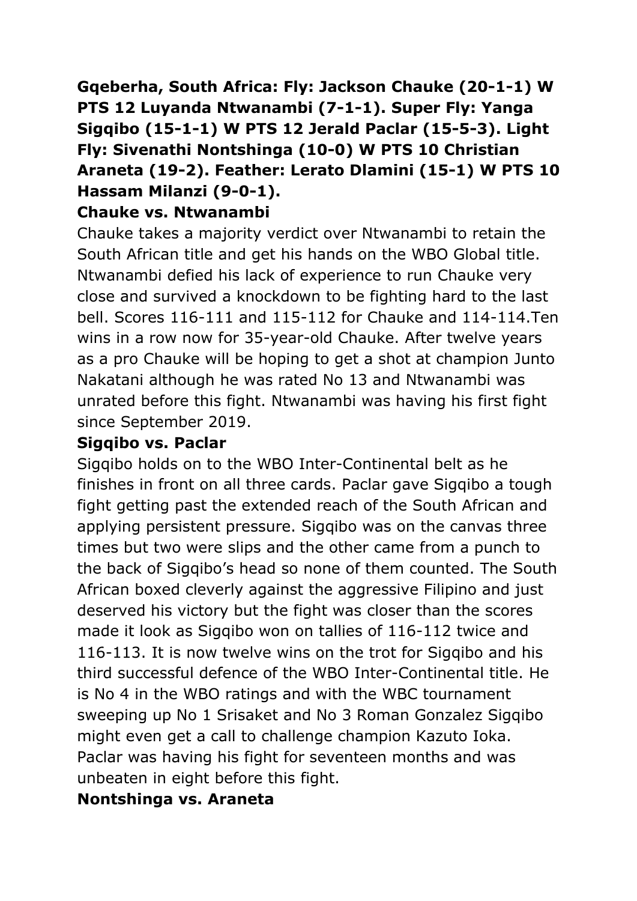**Gqeberha, South Africa: Fly: Jackson Chauke (20-1-1) W PTS 12 Luyanda Ntwanambi (7-1-1). Super Fly: Yanga Sigqibo (15-1-1) W PTS 12 Jerald Paclar (15-5-3). Light Fly: Sivenathi Nontshinga (10-0) W PTS 10 Christian Araneta (19-2). Feather: Lerato Dlamini (15-1) W PTS 10 Hassam Milanzi (9-0-1).**

**Chauke vs. Ntwanambi**

Chauke takes a majority verdict over Ntwanambi to retain the South African title and get his hands on the WBO Global title. Ntwanambi defied his lack of experience to run Chauke very close and survived a knockdown to be fighting hard to the last bell. Scores 116-111 and 115-112 for Chauke and 114-114.Ten wins in a row now for 35-year-old Chauke. After twelve years as a pro Chauke will be hoping to get a shot at champion Junto Nakatani although he was rated No 13 and Ntwanambi was unrated before this fight. Ntwanambi was having his first fight since September 2019.

**Sigqibo vs. Paclar**

Sigqibo holds on to the WBO Inter-Continental belt as he finishes in front on all three cards. Paclar gave Sigqibo a tough fight getting past the extended reach of the South African and applying persistent pressure. Sigqibo was on the canvas three times but two were slips and the other came from a punch to the back of Sigqibo's head so none of them counted. The South African boxed cleverly against the aggressive Filipino and just deserved his victory but the fight was closer than the scores made it look as Sigqibo won on tallies of 116-112 twice and 116-113. It is now twelve wins on the trot for Sigqibo and his third successful defence of the WBO Inter-Continental title. He is No 4 in the WBO ratings and with the WBC tournament sweeping up No 1 Srisaket and No 3 Roman Gonzalez Sigqibo might even get a call to challenge champion Kazuto Ioka. Paclar was having his fight for seventeen months and was unbeaten in eight before this fight.

**Nontshinga vs. Araneta**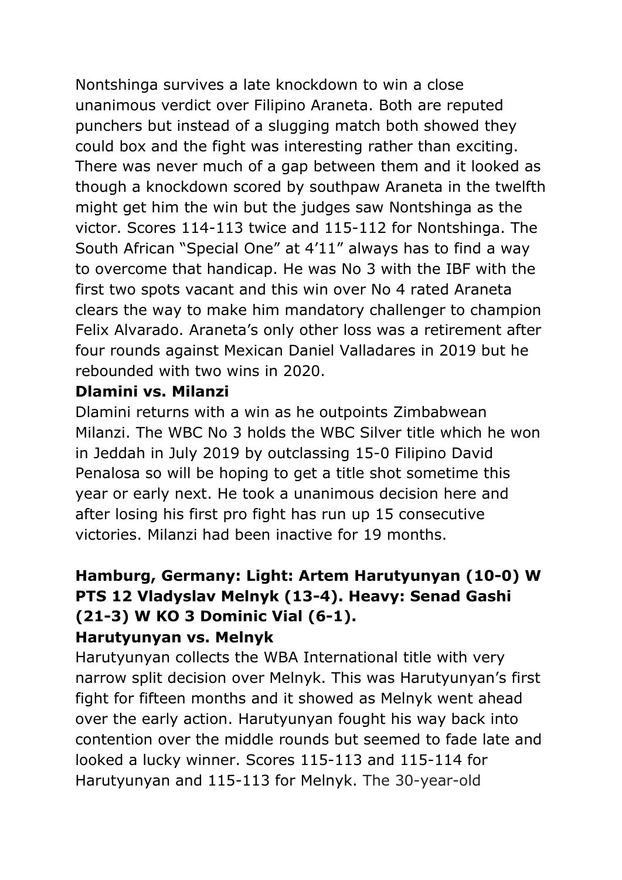Nontshinga survives a late knockdown to win a close unanimous verdict over Filipino Araneta. Both are reputed punchers but instead of a slugging match both showed they could box and the fight was interesting rather than exciting. There was never much of a gap between them and it looked as though a knockdown scored by southpaw Araneta in the twelfth might get him the win but the judges saw Nontshinga as the victor. Scores 114-113 twice and 115-112 for Nontshinga. The South African "Special One" at 4'11" always has to find a way to overcome that handicap. He was No 3 with the IBF with the first two spots vacant and this win over No 4 rated Araneta clears the way to make him mandatory challenger to champion Felix Alvarado. Araneta's only other loss was a retirement after four rounds against Mexican Daniel Valladares in 2019 but he rebounded with two wins in 2020.

**Dlamini vs. Milanzi**

Dlamini returns with a win as he outpoints Zimbabwean Milanzi. The WBC No 3 holds the WBC Silver title which he won in Jeddah in July 2019 by outclassing 15-0 Filipino David Penalosa so will be hoping to get a title shot sometime this year or early next. He took a unanimous decision here and after losing his first pro fight has run up 15 consecutive victories. Milanzi had been inactive for 19 months.

**Hamburg, Germany: Light: Artem Harutyunyan (10-0) W PTS 12 Vladyslav Melnyk (13-4). Heavy: Senad Gashi (21-3) W KO 3 Dominic Vial (6-1).**

**Harutyunyan vs. Melnyk**

Harutyunyan collects the WBA International title with very narrow split decision over Melnyk. This was Harutyunyan's first fight for fifteen months and it showed as Melnyk went ahead over the early action. Harutyunyan fought his way back into contention over the middle rounds but seemed to fade late and looked a lucky winner. Scores 115-113 and 115-114 for Harutyunyan and 115-113 for Melnyk. The 30-year-old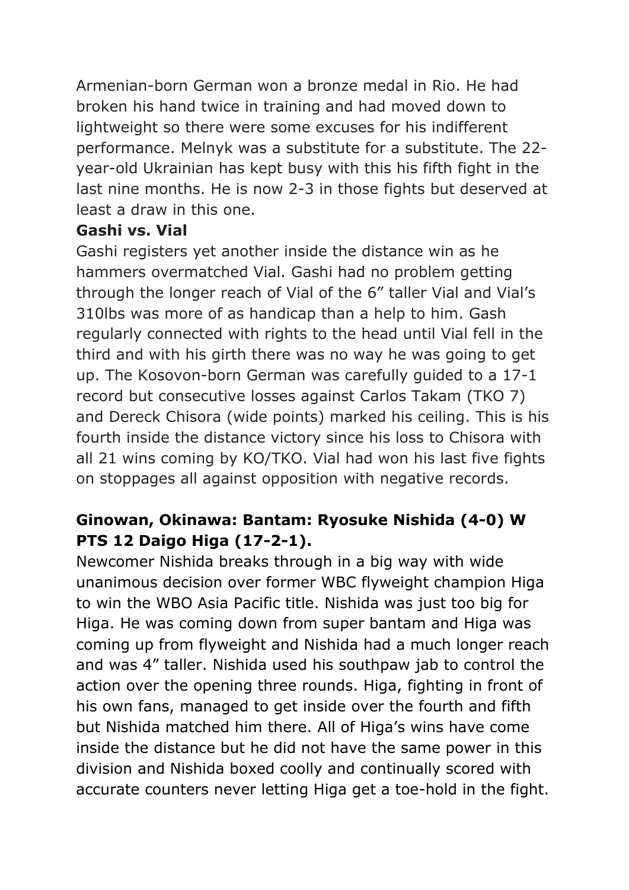Armenian-born German won a bronze medal in Rio. He had broken his hand twice in training and had moved down to lightweight so there were some excuses for his indifferent performance. Melnyk was a substitute for a substitute. The 22-year-old Ukrainian has kept busy with this his fifth fight in the last nine months. He is now 2-3 in those fights but deserved at least a draw in this one.

**Gashi vs. Vial**

Gashi registers yet another inside the distance win as he hammers overmatched Vial. Gashi had no problem getting through the longer reach of Vial of the 6” taller Vial and Vial’s 310lbs was more of as handicap than a help to him. Gash regularly connected with rights to the head until Vial fell in the third and with his girth there was no way he was going to get up. The Kosovon-born German was carefully guided to a 17-1 record but consecutive losses against Carlos Takam (TKO 7) and Dereck Chisora (wide points) marked his ceiling. This is his fourth inside the distance victory since his loss to Chisora with all 21 wins coming by KO/TKO. Vial had won his last five fights on stoppages all against opposition with negative records.

**Ginowan, Okinawa: Bantam: Ryosuke Nishida (4-0) W PTS 12 Daigo Higa (17-2-1).**

Newcomer Nishida breaks through in a big way with wide unanimous decision over former WBC flyweight champion Higa to win the WBO Asia Pacific title. Nishida was just too big for Higa. He was coming down from super bantam and Higa was coming up from flyweight and Nishida had a much longer reach and was 4” taller. Nishida used his southpaw jab to control the action over the opening three rounds. Higa, fighting in front of his own fans, managed to get inside over the fourth and fifth but Nishida matched him there. All of Higa’s wins have come inside the distance but he did not have the same power in this division and Nishida boxed coolly and continually scored with accurate counters never letting Higa get a toe-hold in the fight.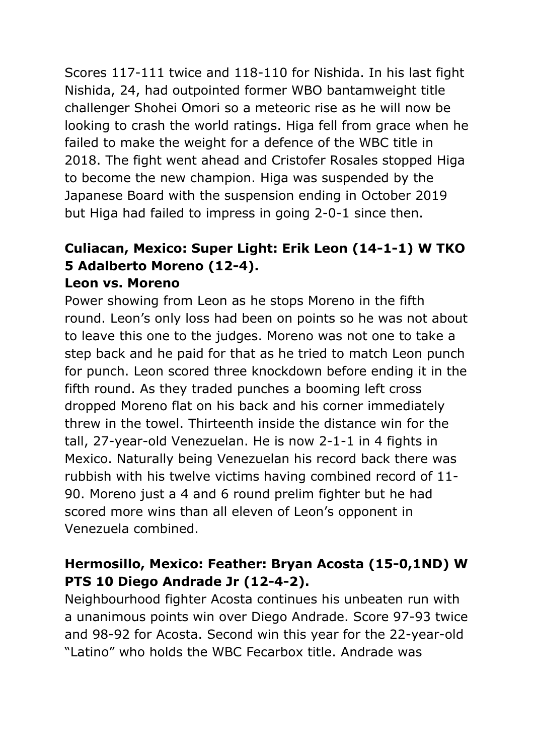Scores 117-111 twice and 118-110 for Nishida. In his last fight Nishida, 24, had outpointed former WBO bantamweight title challenger Shohei Omori so a meteoric rise as he will now be looking to crash the world ratings. Higa fell from grace when he failed to make the weight for a defence of the WBC title in 2018. The fight went ahead and Cristofer Rosales stopped Higa to become the new champion. Higa was suspended by the Japanese Board with the suspension ending in October 2019 but Higa had failed to impress in going 2-0-1 since then.

**Culiacan, Mexico: Super Light: Erik Leon (14-1-1) W TKO 5 Adalberto Moreno (12-4).**
**Leon vs. Moreno**

Power showing from Leon as he stops Moreno in the fifth round. Leon's only loss had been on points so he was not about to leave this one to the judges. Moreno was not one to take a step back and he paid for that as he tried to match Leon punch for punch. Leon scored three knockdown before ending it in the fifth round. As they traded punches a booming left cross dropped Moreno flat on his back and his corner immediately threw in the towel. Thirteenth inside the distance win for the tall, 27-year-old Venezuelan. He is now 2-1-1 in 4 fights in Mexico. Naturally being Venezuelan his record back there was rubbish with his twelve victims having combined record of 11-90. Moreno just a 4 and 6 round prelim fighter but he had scored more wins than all eleven of Leon's opponent in Venezuela combined.

**Hermosillo, Mexico: Feather: Bryan Acosta (15-0,1ND) W PTS 10 Diego Andrade Jr (12-4-2).**

Neighbourhood fighter Acosta continues his unbeaten run with a unanimous points win over Diego Andrade. Score 97-93 twice and 98-92 for Acosta. Second win this year for the 22-year-old "Latino" who holds the WBC Fecarbox title. Andrade was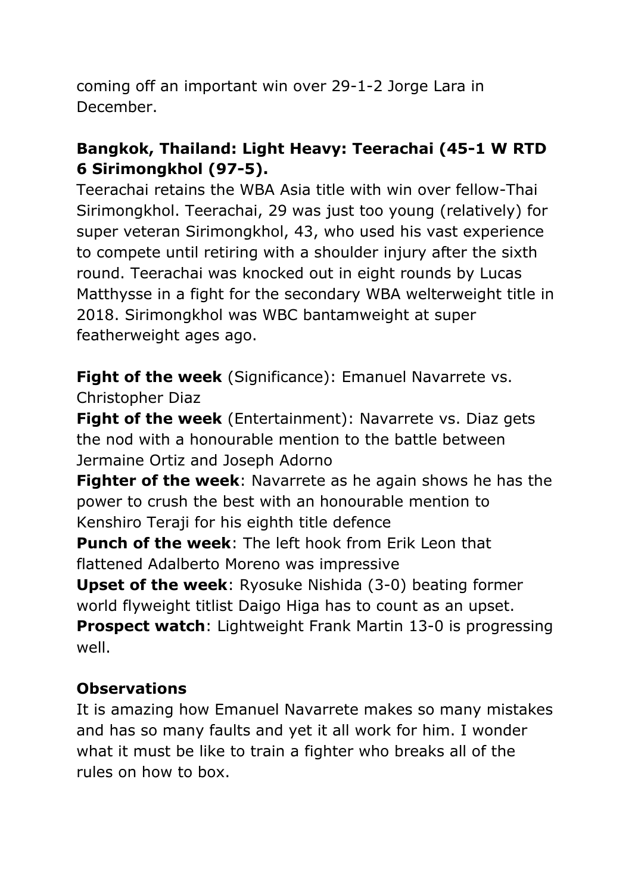coming off an important win over 29-1-2 Jorge Lara in December.

**Bangkok, Thailand: Light Heavy: Teerachai (45-1 W RTD 6 Sirimongkhol (97-5).**

Teerachai retains the WBA Asia title with win over fellow-Thai Sirimongkhol. Teerachai, 29 was just too young (relatively) for super veteran Sirimongkhol, 43, who used his vast experience to compete until retiring with a shoulder injury after the sixth round. Teerachai was knocked out in eight rounds by Lucas Matthysse in a fight for the secondary WBA welterweight title in 2018. Sirimongkhol was WBC bantamweight at super featherweight ages ago.

**Fight of the week** (Significance): Emanuel Navarrete vs. Christopher Diaz

**Fight of the week** (Entertainment): Navarrete vs. Diaz gets the nod with a honourable mention to the battle between Jermaine Ortiz and Joseph Adorno

**Fighter of the week**: Navarrete as he again shows he has the power to crush the best with an honourable mention to Kenshiro Teraji for his eighth title defence

**Punch of the week**: The left hook from Erik Leon that flattened Adalberto Moreno was impressive

**Upset of the week**: Ryosuke Nishida (3-0) beating former world flyweight titlist Daigo Higa has to count as an upset.

**Prospect watch**: Lightweight Frank Martin 13-0 is progressing well.

**Observations**

It is amazing how Emanuel Navarrete makes so many mistakes and has so many faults and yet it all work for him. I wonder what it must be like to train a fighter who breaks all of the rules on how to box.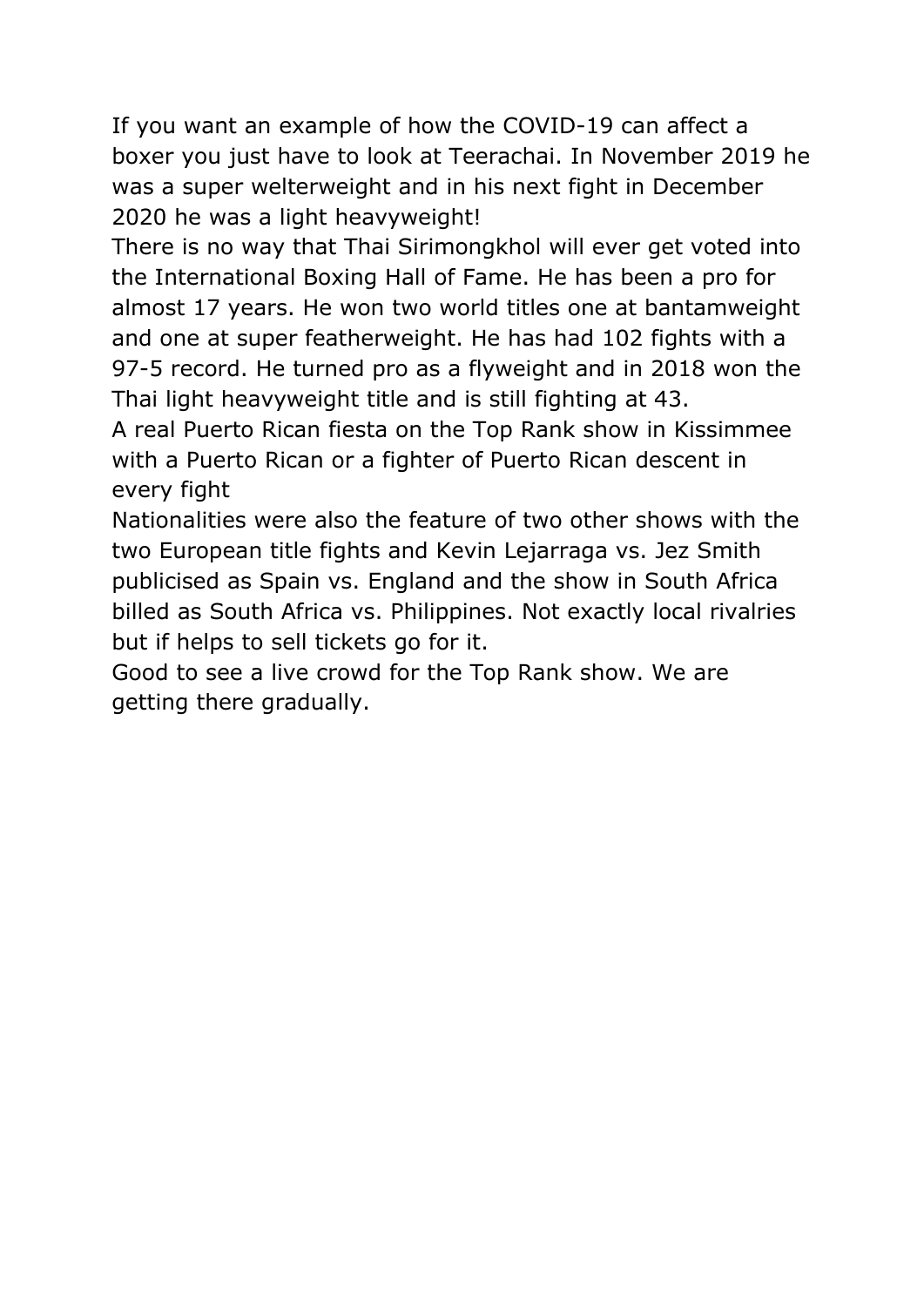If you want an example of how the COVID-19 can affect a boxer you just have to look at Teerachai. In November 2019 he was a super welterweight and in his next fight in December 2020 he was a light heavyweight!

There is no way that Thai Sirimongkhol will ever get voted into the International Boxing Hall of Fame. He has been a pro for almost 17 years. He won two world titles one at bantamweight and one at super featherweight. He has had 102 fights with a 97-5 record. He turned pro as a flyweight and in 2018 won the Thai light heavyweight title and is still fighting at 43.

A real Puerto Rican fiesta on the Top Rank show in Kissimmee with a Puerto Rican or a fighter of Puerto Rican descent in every fight

Nationalities were also the feature of two other shows with the two European title fights and Kevin Lejarraga vs. Jez Smith publicised as Spain vs. England and the show in South Africa billed as South Africa vs. Philippines. Not exactly local rivalries but if helps to sell tickets go for it.

Good to see a live crowd for the Top Rank show. We are getting there gradually.